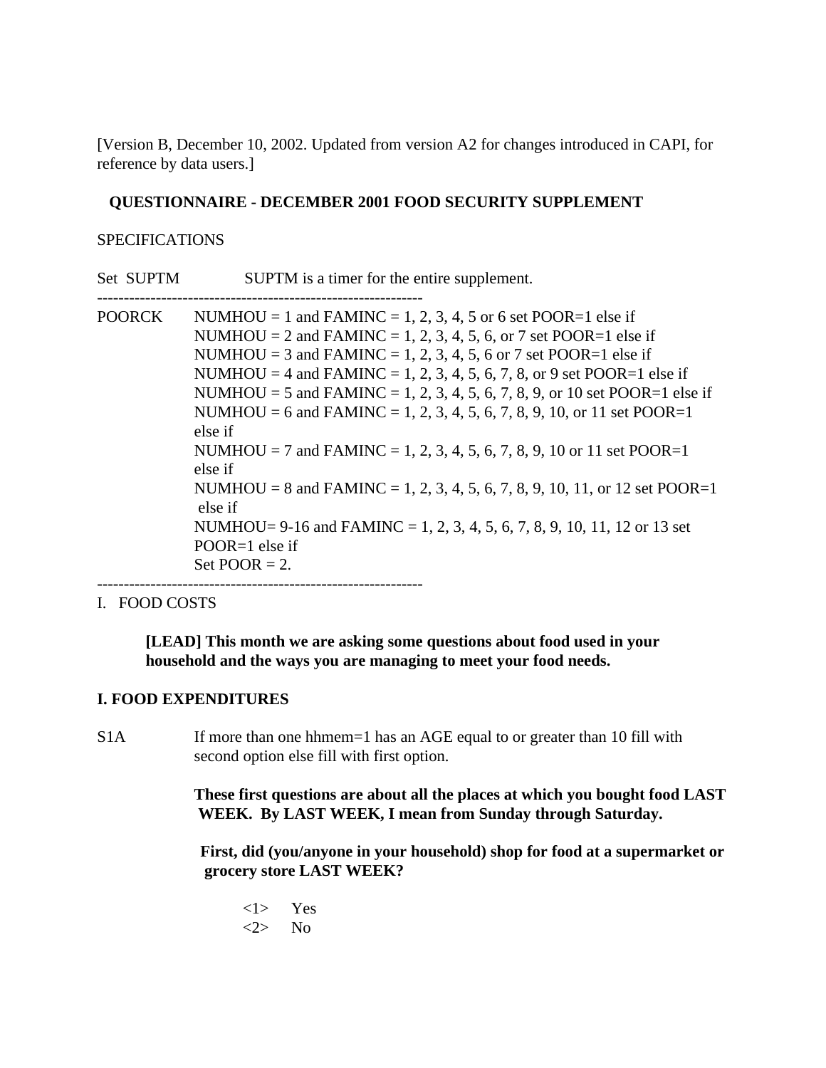[Version B, December 10, 2002. Updated from version A2 for changes introduced in CAPI, for reference by data users.]

# QUESTIONNAIRE - DECEMBER 2001 FOOD SECURITY SUPPLEMENT

SPECIFICATIONS

Set SUPTM SUPTM is a timer for the entire supplement.

---

POORCK NUMHOU = 1 and FAMINC = 1, 2, 3, 4, 5 or 6 set POOR=1 else if
NUMHOU = 2 and FAMINC = 1, 2, 3, 4, 5, 6, or 7 set POOR=1 else if
NUMHOU = 3 and FAMINC = 1, 2, 3, 4, 5, 6 or 7 set POOR=1 else if
NUMHOU = 4 and FAMINC = 1, 2, 3, 4, 5, 6, 7, 8, or 9 set POOR=1 else if
NUMHOU = 5 and FAMINC = 1, 2, 3, 4, 5, 6, 7, 8, 9, or 10 set POOR=1 else if
NUMHOU = 6 and FAMINC = 1, 2, 3, 4, 5, 6, 7, 8, 9, 10, or 11 set POOR=1 else if
NUMHOU = 7 and FAMINC = 1, 2, 3, 4, 5, 6, 7, 8, 9, 10 or 11 set POOR=1 else if
NUMHOU = 8 and FAMINC = 1, 2, 3, 4, 5, 6, 7, 8, 9, 10, 11, or 12 set POOR=1 else if
NUMHOU= 9-16 and FAMINC = 1, 2, 3, 4, 5, 6, 7, 8, 9, 10, 11, 12 or 13 set POOR=1 else if
Set POOR = 2.

---

I. FOOD COSTS

**[LEAD] This month we are asking some questions about food used in your household and the ways you are managing to meet your food needs.**

## I. FOOD EXPENDITURES

S1A If more than one hhmem=1 has an AGE equal to or greater than 10 fill with second option else fill with first option.

**These first questions are about all the places at which you bought food LAST WEEK. By LAST WEEK, I mean from Sunday through Saturday.**

**First, did (you/anyone in your household) shop for food at a supermarket or grocery store LAST WEEK?**

<1> Yes
<2> No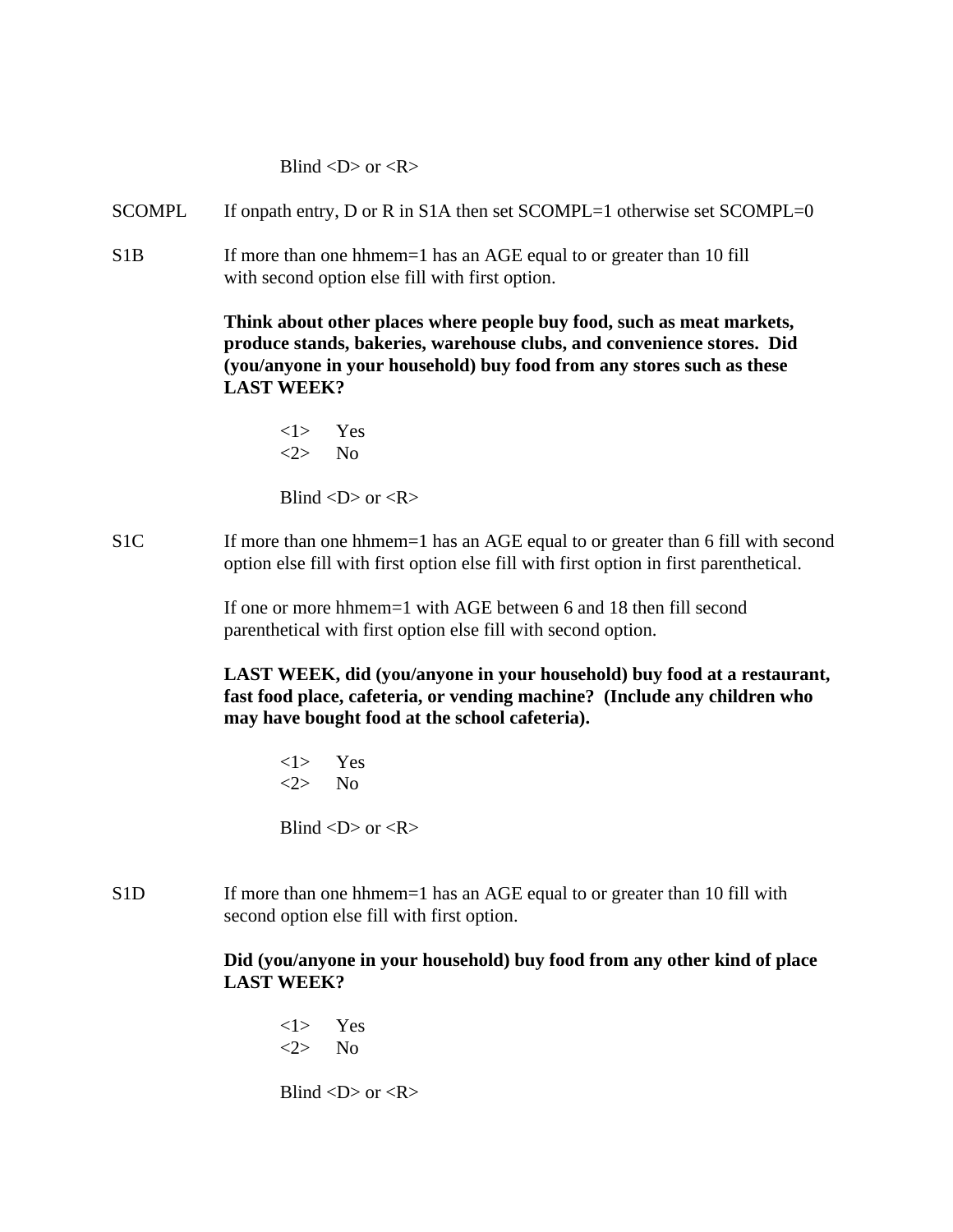Blind <D> or <R>

SCOMPL If onpath entry, D or R in S1A then set SCOMPL=1 otherwise set SCOMPL=0

S1B If more than one hhmem=1 has an AGE equal to or greater than 10 fill with second option else fill with first option.

**Think about other places where people buy food, such as meat markets, produce stands, bakeries, warehouse clubs, and convenience stores. Did (you/anyone in your household) buy food from any stores such as these LAST WEEK?**

<1> Yes
<2> No

Blind <D> or <R>

S1C If more than one hhmem=1 has an AGE equal to or greater than 6 fill with second option else fill with first option else fill with first option in first parenthetical.

If one or more hhmem=1 with AGE between 6 and 18 then fill second parenthetical with first option else fill with second option.

**LAST WEEK, did (you/anyone in your household) buy food at a restaurant, fast food place, cafeteria, or vending machine? (Include any children who may have bought food at the school cafeteria).**

<1> Yes
<2> No

Blind <D> or <R>

S1D If more than one hhmem=1 has an AGE equal to or greater than 10 fill with second option else fill with first option.

**Did (you/anyone in your household) buy food from any other kind of place LAST WEEK?**

<1> Yes
<2> No

Blind <D> or <R>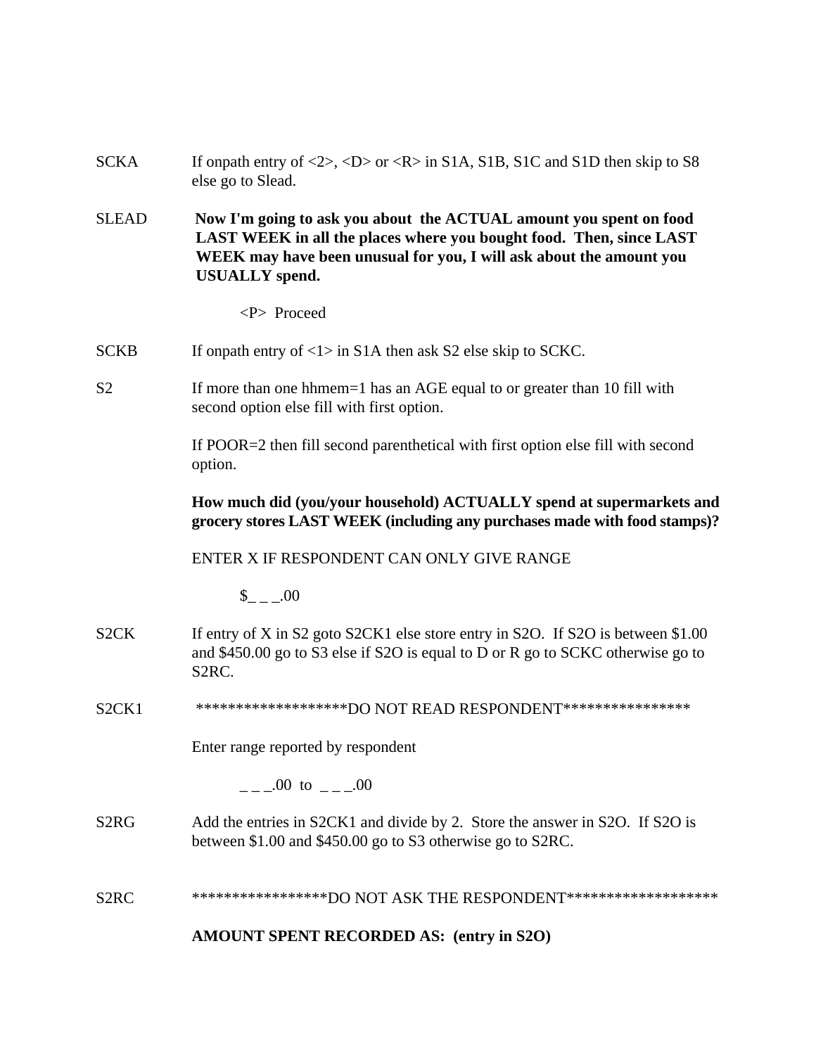SCKA If onpath entry of <2>, <D> or <R> in S1A, S1B, S1C and S1D then skip to S8 else go to Slead.

SLEAD **Now I'm going to ask you about the ACTUAL amount you spent on food LAST WEEK in all the places where you bought food. Then, since LAST WEEK may have been unusual for you, I will ask about the amount you USUALLY spend.**

<P> Proceed

SCKB If onpath entry of <1> in S1A then ask S2 else skip to SCKC.

S2 If more than one hhmem=1 has an AGE equal to or greater than 10 fill with second option else fill with first option.

If POOR=2 then fill second parenthetical with first option else fill with second option.

**How much did (you/your household) ACTUALLY spend at supermarkets and grocery stores LAST WEEK (including any purchases made with food stamps)?**

ENTER X IF RESPONDENT CAN ONLY GIVE RANGE

$_ _ _.00

S2CK If entry of X in S2 goto S2CK1 else store entry in S2O. If S2O is between $1.00 and $450.00 go to S3 else if S2O is equal to D or R go to SCKC otherwise go to S2RC.

S2CK1 *******************DO NOT READ RESPONDENT****************

Enter range reported by respondent

_ _ _.00 to _ _ _.00

S2RG Add the entries in S2CK1 and divide by 2. Store the answer in S2O. If S2O is between $1.00 and $450.00 go to S3 otherwise go to S2RC.

S2RC *****************DO NOT ASK THE RESPONDENT*******************

**AMOUNT SPENT RECORDED AS: (entry in S2O)**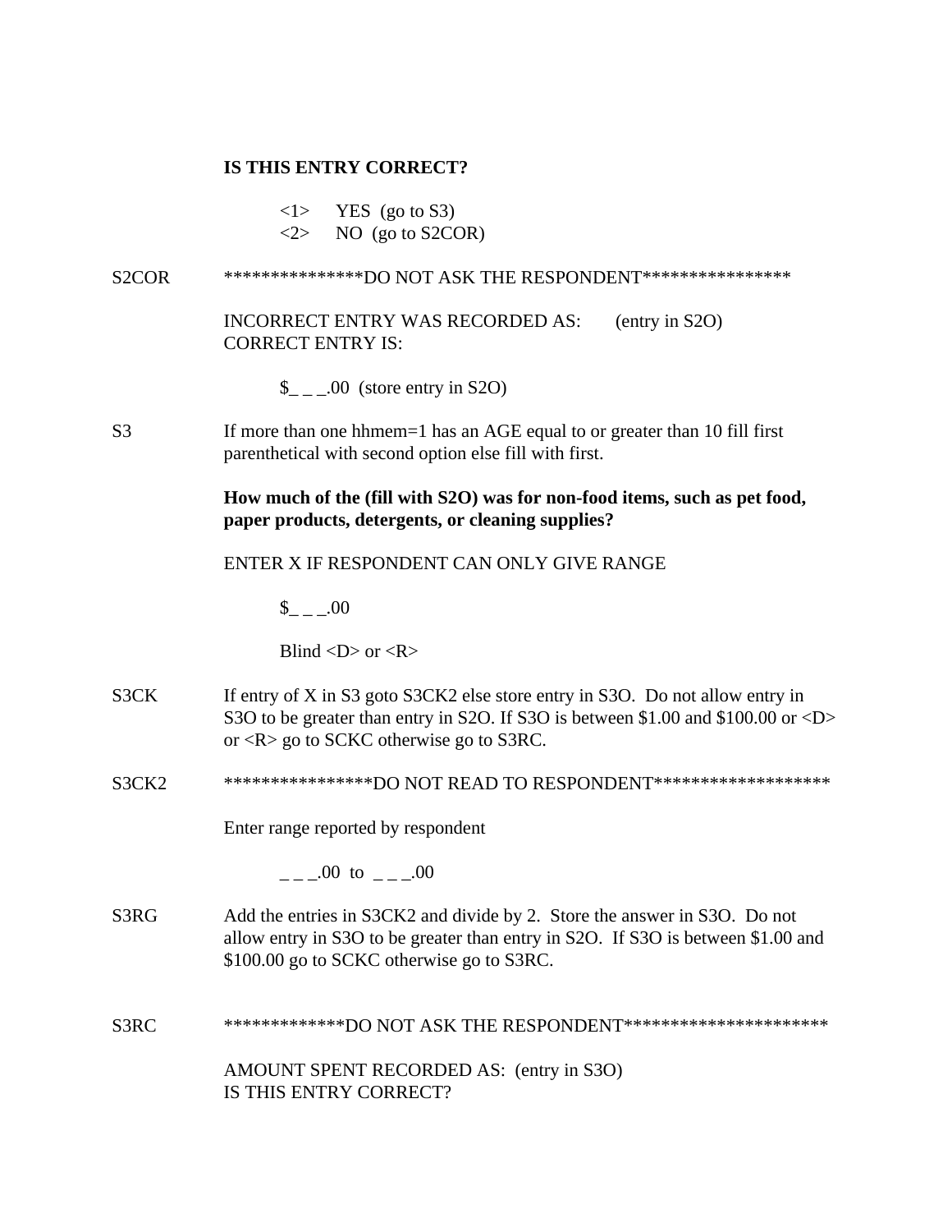**IS THIS ENTRY CORRECT?**

<1> YES (go to S3)
<2> NO (go to S2COR)

S2COR ***************DO NOT ASK THE RESPONDENT****************

INCORRECT ENTRY WAS RECORDED AS: (entry in S2O)
CORRECT ENTRY IS:

$_ _ _.00 (store entry in S2O)

S3 If more than one hhmem=1 has an AGE equal to or greater than 10 fill first parenthetical with second option else fill with first.

**How much of the (fill with S2O) was for non-food items, such as pet food, paper products, detergents, or cleaning supplies?**

ENTER X IF RESPONDENT CAN ONLY GIVE RANGE

$_ _ _.00

Blind <D> or <R>

S3CK If entry of X in S3 goto S3CK2 else store entry in S3O. Do not allow entry in S3O to be greater than entry in S2O. If S3O is between $1.00 and $100.00 or <D> or <R> go to SCKC otherwise go to S3RC.

S3CK2 ****************DO NOT READ TO RESPONDENT*******************

Enter range reported by respondent

_ _ _.00 to _ _ _.00

S3RG Add the entries in S3CK2 and divide by 2. Store the answer in S3O. Do not allow entry in S3O to be greater than entry in S2O. If S3O is between $1.00 and $100.00 go to SCKC otherwise go to S3RC.

S3RC *************DO NOT ASK THE RESPONDENT*********************

AMOUNT SPENT RECORDED AS: (entry in S3O)
IS THIS ENTRY CORRECT?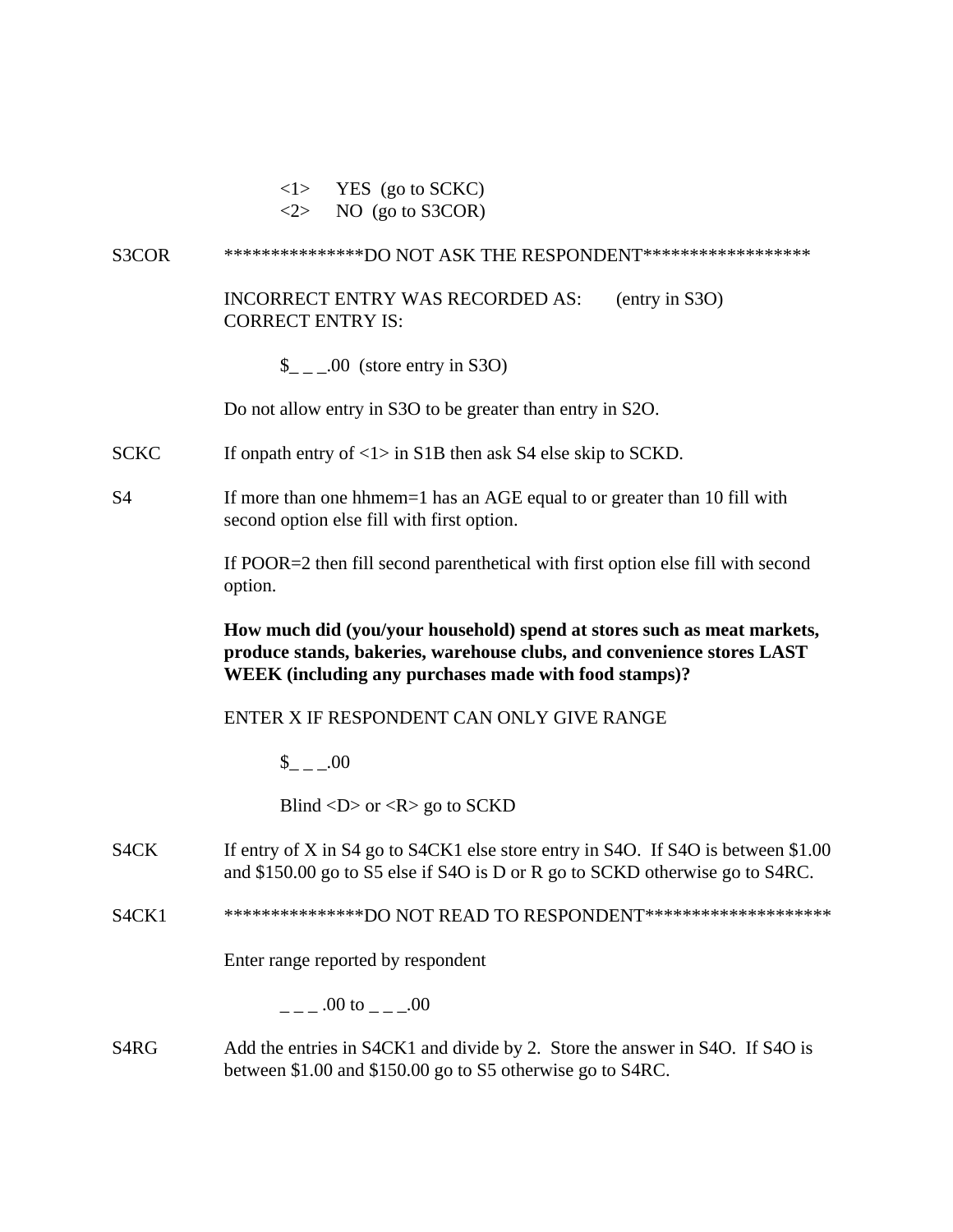<1> YES (go to SCKC)
<2> NO (go to S3COR)

S3COR ***************DO NOT ASK THE RESPONDENT******************

INCORRECT ENTRY WAS RECORDED AS: (entry in S3O)
CORRECT ENTRY IS:

$_ _ _.00 (store entry in S3O)

Do not allow entry in S3O to be greater than entry in S2O.

SCKC If onpath entry of <1> in S1B then ask S4 else skip to SCKD.

S4 If more than one hhmem=1 has an AGE equal to or greater than 10 fill with second option else fill with first option.

If POOR=2 then fill second parenthetical with first option else fill with second option.

**How much did (you/your household) spend at stores such as meat markets, produce stands, bakeries, warehouse clubs, and convenience stores LAST WEEK (including any purchases made with food stamps)?**

ENTER X IF RESPONDENT CAN ONLY GIVE RANGE

$_ _ _.00

Blind <D> or <R> go to SCKD

S4CK If entry of X in S4 go to S4CK1 else store entry in S4O. If S4O is between $1.00 and $150.00 go to S5 else if S4O is D or R go to SCKD otherwise go to S4RC.

S4CK1 ***************DO NOT READ TO RESPONDENT********************

Enter range reported by respondent

_ _ _ .00 to _ _ _.00

S4RG Add the entries in S4CK1 and divide by 2. Store the answer in S4O. If S4O is between $1.00 and $150.00 go to S5 otherwise go to S4RC.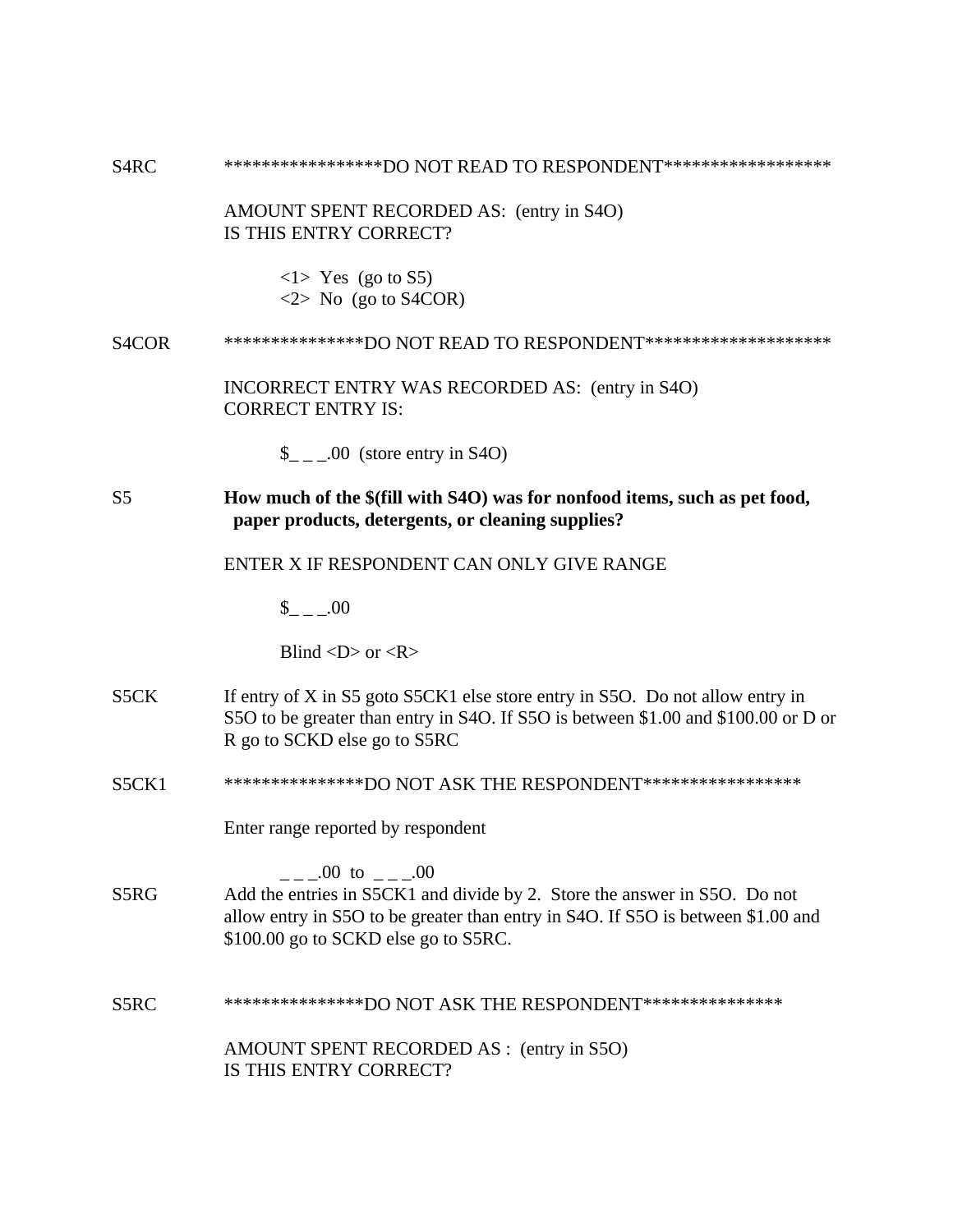S4RC *****************DO NOT READ TO RESPONDENT******************

AMOUNT SPENT RECORDED AS: (entry in S4O)
IS THIS ENTRY CORRECT?

<1> Yes (go to S5)
<2> No (go to S4COR)

S4COR ***************DO NOT READ TO RESPONDENT********************

INCORRECT ENTRY WAS RECORDED AS: (entry in S4O)
CORRECT ENTRY IS:

$_ _ _.00 (store entry in S4O)

S5 **How much of the $(fill with S4O) was for nonfood items, such as pet food, paper products, detergents, or cleaning supplies?**

ENTER X IF RESPONDENT CAN ONLY GIVE RANGE

$_ _ _.00

Blind <D> or <R>

S5CK If entry of X in S5 goto S5CK1 else store entry in S5O. Do not allow entry in S5O to be greater than entry in S4O. If S5O is between $1.00 and $100.00 or D or R go to SCKD else go to S5RC

S5CK1 ***************DO NOT ASK THE RESPONDENT*****************

Enter range reported by respondent

_ _ _.00 to _ _ _.00

S5RG Add the entries in S5CK1 and divide by 2. Store the answer in S5O. Do not allow entry in S5O to be greater than entry in S4O. If S5O is between $1.00 and $100.00 go to SCKD else go to S5RC.

S5RC ***************DO NOT ASK THE RESPONDENT***************

AMOUNT SPENT RECORDED AS : (entry in S5O)
IS THIS ENTRY CORRECT?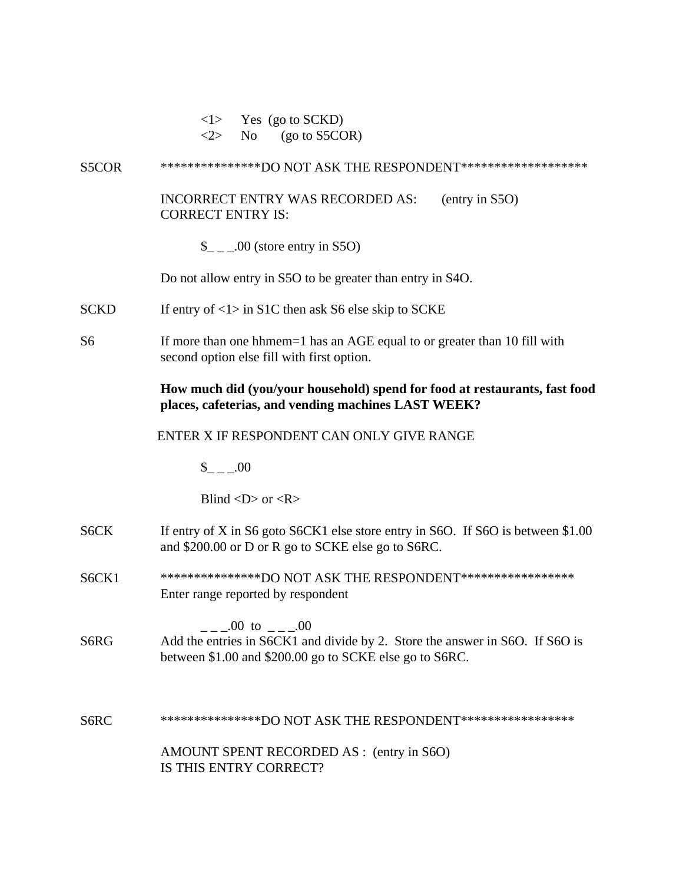<1> Yes (go to SCKD)
<2> No (go to S5COR)

S5COR ***************DO NOT ASK THE RESPONDENT*******************

INCORRECT ENTRY WAS RECORDED AS: (entry in S5O)
CORRECT ENTRY IS:

$_ _ _.00 (store entry in S5O)

Do not allow entry in S5O to be greater than entry in S4O.

SCKD If entry of <1> in S1C then ask S6 else skip to SCKE

S6 If more than one hhmem=1 has an AGE equal to or greater than 10 fill with second option else fill with first option.

**How much did (you/your household) spend for food at restaurants, fast food places, cafeterias, and vending machines LAST WEEK?**

ENTER X IF RESPONDENT CAN ONLY GIVE RANGE

$_ _ _.00

Blind <D> or <R>

S6CK If entry of X in S6 goto S6CK1 else store entry in S6O. If S6O is between $1.00 and $200.00 or D or R go to SCKE else go to S6RC.

S6CK1 ***************DO NOT ASK THE RESPONDENT*****************
Enter range reported by respondent

_ _ _.00 to _ _ _.00

S6RG Add the entries in S6CK1 and divide by 2. Store the answer in S6O. If S6O is between $1.00 and $200.00 go to SCKE else go to S6RC.

S6RC ***************DO NOT ASK THE RESPONDENT*****************

AMOUNT SPENT RECORDED AS : (entry in S6O)
IS THIS ENTRY CORRECT?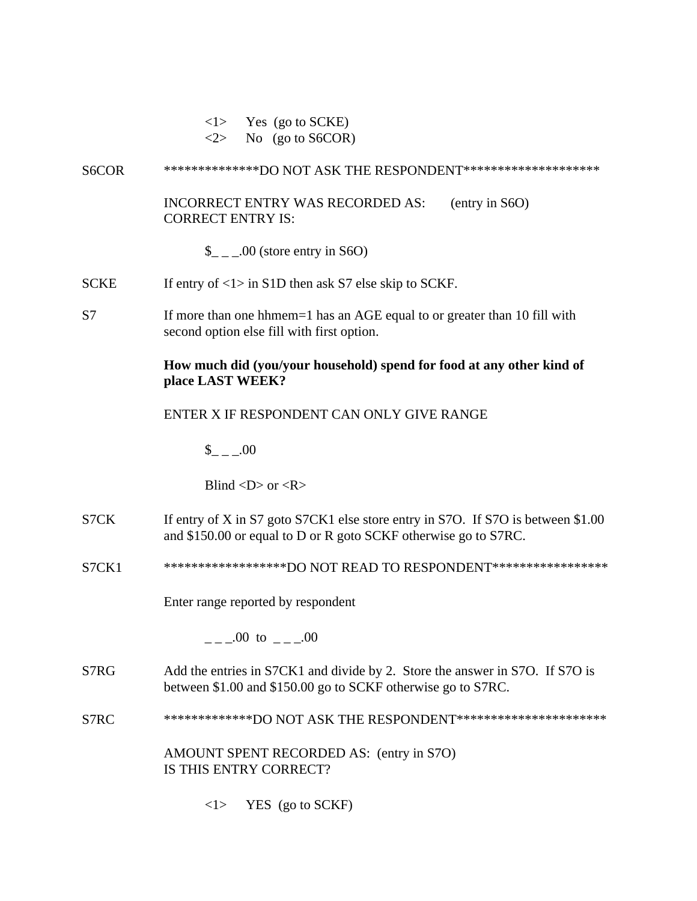<1> Yes (go to SCKE)
<2> No (go to S6COR)

S6COR **************DO NOT ASK THE RESPONDENT********************

INCORRECT ENTRY WAS RECORDED AS: (entry in S6O)
CORRECT ENTRY IS:

$_ _ _.00 (store entry in S6O)

SCKE If entry of <1> in S1D then ask S7 else skip to SCKF.

S7 If more than one hhmem=1 has an AGE equal to or greater than 10 fill with second option else fill with first option.

**How much did (you/your household) spend for food at any other kind of place LAST WEEK?**

ENTER X IF RESPONDENT CAN ONLY GIVE RANGE

$_ _ _.00

Blind <D> or <R>

S7CK If entry of X in S7 goto S7CK1 else store entry in S7O. If S7O is between $1.00 and $150.00 or equal to D or R goto SCKF otherwise go to S7RC.

S7CK1 ******************DO NOT READ TO RESPONDENT*****************

Enter range reported by respondent

_ _ _.00 to _ _ _.00

S7RG Add the entries in S7CK1 and divide by 2. Store the answer in S7O. If S7O is between $1.00 and $150.00 go to SCKF otherwise go to S7RC.

S7RC *************DO NOT ASK THE RESPONDENT**********************

AMOUNT SPENT RECORDED AS: (entry in S7O)
IS THIS ENTRY CORRECT?

<1> YES (go to SCKF)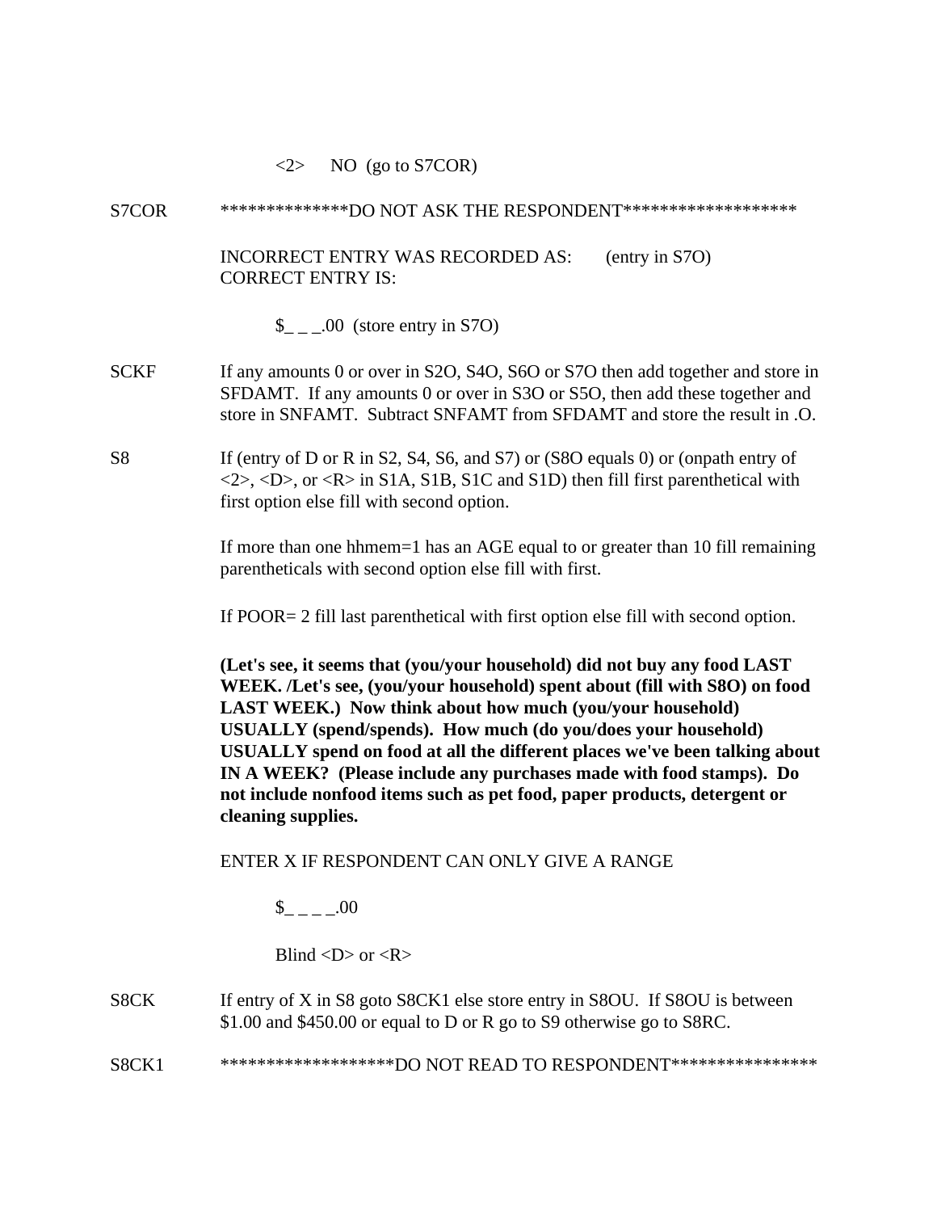<2> NO (go to S7COR)

S7COR **************DO NOT ASK THE RESPONDENT*******************

INCORRECT ENTRY WAS RECORDED AS: (entry in S7O)
CORRECT ENTRY IS:

$_ _ _.00 (store entry in S7O)

SCKF If any amounts 0 or over in S2O, S4O, S6O or S7O then add together and store in SFDAMT. If any amounts 0 or over in S3O or S5O, then add these together and store in SNFAMT. Subtract SNFAMT from SFDAMT and store the result in .O.

S8 If (entry of D or R in S2, S4, S6, and S7) or (S8O equals 0) or (onpath entry of <2>, <D>, or <R> in S1A, S1B, S1C and S1D) then fill first parenthetical with first option else fill with second option.

If more than one hhmem=1 has an AGE equal to or greater than 10 fill remaining parentheticals with second option else fill with first.

If POOR= 2 fill last parenthetical with first option else fill with second option.

**(Let's see, it seems that (you/your household) did not buy any food LAST WEEK. /Let's see, (you/your household) spent about (fill with S8O) on food LAST WEEK.) Now think about how much (you/your household) USUALLY (spend/spends). How much (do you/does your household) USUALLY spend on food at all the different places we've been talking about IN A WEEK? (Please include any purchases made with food stamps). Do not include nonfood items such as pet food, paper products, detergent or cleaning supplies.**

ENTER X IF RESPONDENT CAN ONLY GIVE A RANGE

$_ _ _ _.00

Blind <D> or <R>

S8CK If entry of X in S8 goto S8CK1 else store entry in S8OU. If S8OU is between $1.00 and $450.00 or equal to D or R go to S9 otherwise go to S8RC.

S8CK1 *******************DO NOT READ TO RESPONDENT****************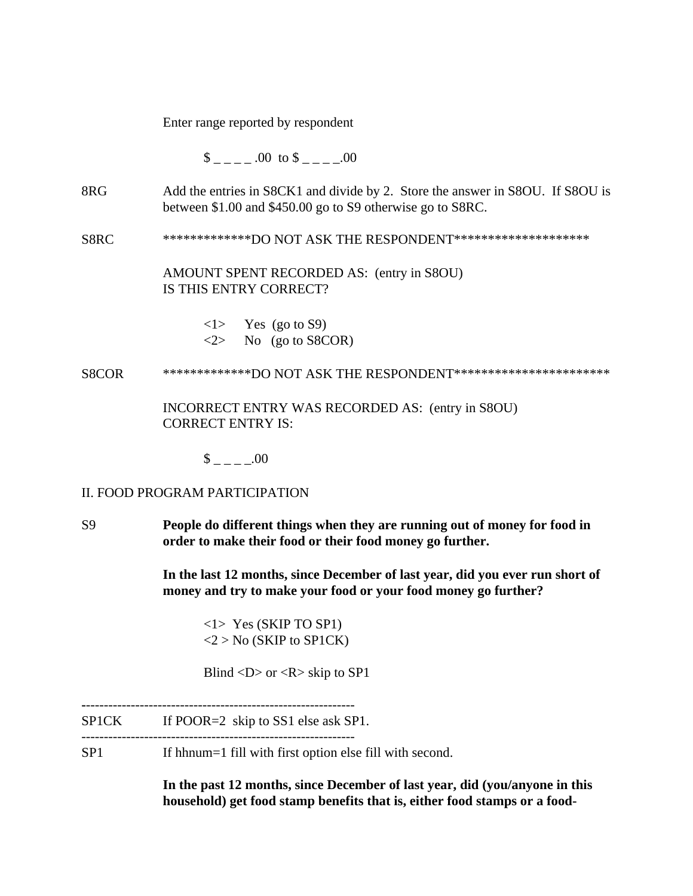Enter range reported by respondent

$ _ _ _ _ .00 to $ _ _ _ _.00

8RG Add the entries in S8CK1 and divide by 2. Store the answer in S8OU. If S8OU is between $1.00 and $450.00 go to S9 otherwise go to S8RC.

S8RC *************DO NOT ASK THE RESPONDENT********************

AMOUNT SPENT RECORDED AS: (entry in S8OU)
IS THIS ENTRY CORRECT?

<1> Yes (go to S9)
<2> No (go to S8COR)

S8COR *************DO NOT ASK THE RESPONDENT***********************

INCORRECT ENTRY WAS RECORDED AS: (entry in S8OU)
CORRECT ENTRY IS:

$ _ _ _ _.00

## II. FOOD PROGRAM PARTICIPATION

S9 **People do different things when they are running out of money for food in order to make their food or their food money go further.**

**In the last 12 months, since December of last year, did you ever run short of money and try to make your food or your food money go further?**

<1> Yes (SKIP TO SP1)
<2 > No (SKIP to SP1CK)

Blind <D> or <R> skip to SP1

---

SP1CK If POOR=2 skip to SS1 else ask SP1.

---

SP1 If hhnum=1 fill with first option else fill with second.

**In the past 12 months, since December of last year, did (you/anyone in this household) get food stamp benefits that is, either food stamps or a food-**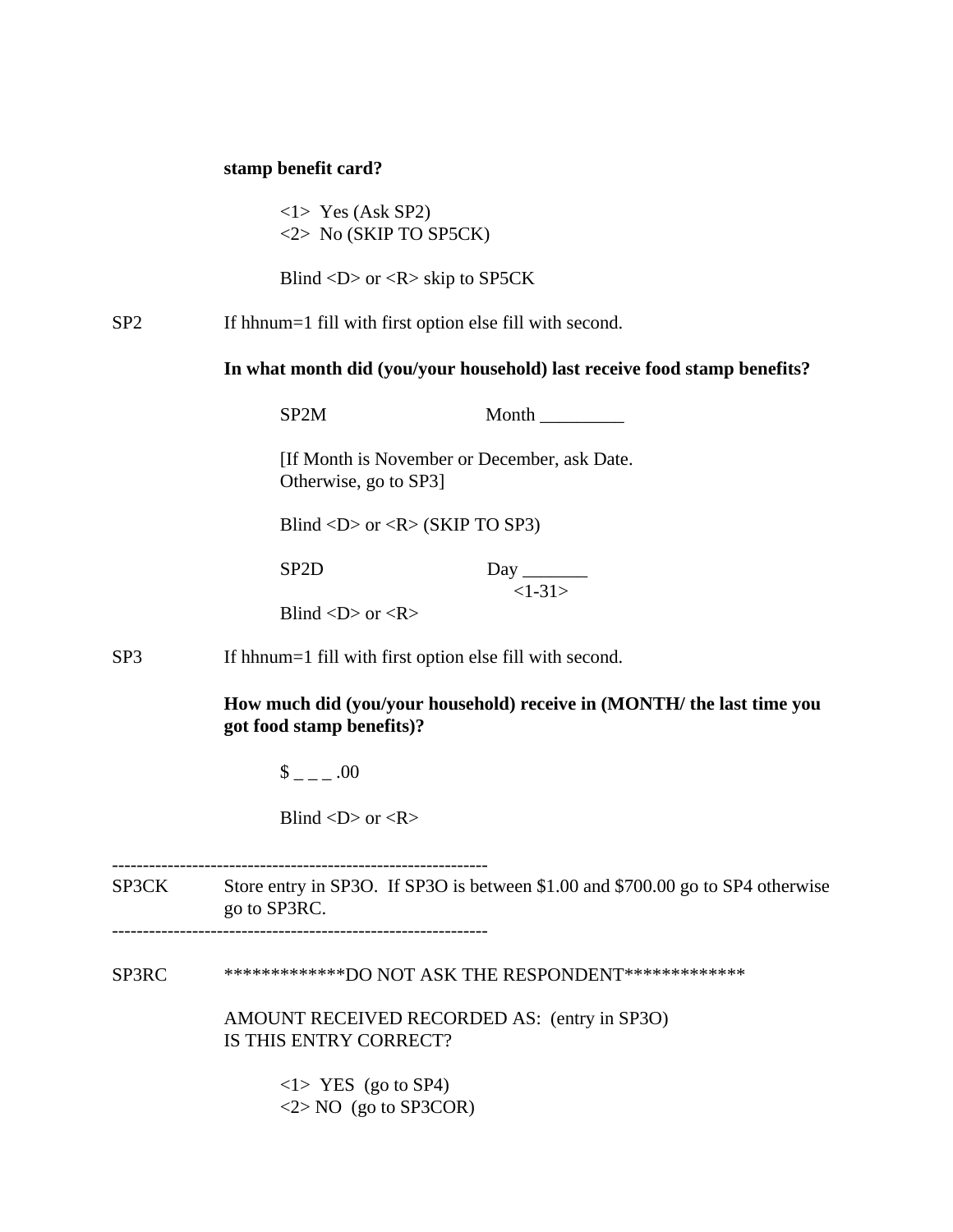**stamp benefit card?**

<1> Yes (Ask SP2)
<2> No (SKIP TO SP5CK)

Blind <D> or <R> skip to SP5CK

SP2 If hhnum=1 fill with first option else fill with second.

**In what month did (you/your household) last receive food stamp benefits?**

SP2M Month _________

[If Month is November or December, ask Date.
Otherwise, go to SP3]

Blind <D> or <R> (SKIP TO SP3)

SP2D Day _______
<1-31>

Blind <D> or <R>

SP3 If hhnum=1 fill with first option else fill with second.

**How much did (you/your household) receive in (MONTH/ the last time you got food stamp benefits)?**

$ _ _ _ .00

Blind <D> or <R>

---

SP3CK Store entry in SP3O. If SP3O is between $1.00 and $700.00 go to SP4 otherwise go to SP3RC.

---

SP3RC *************DO NOT ASK THE RESPONDENT*************

AMOUNT RECEIVED RECORDED AS: (entry in SP3O)
IS THIS ENTRY CORRECT?

<1> YES (go to SP4)
<2> NO (go to SP3COR)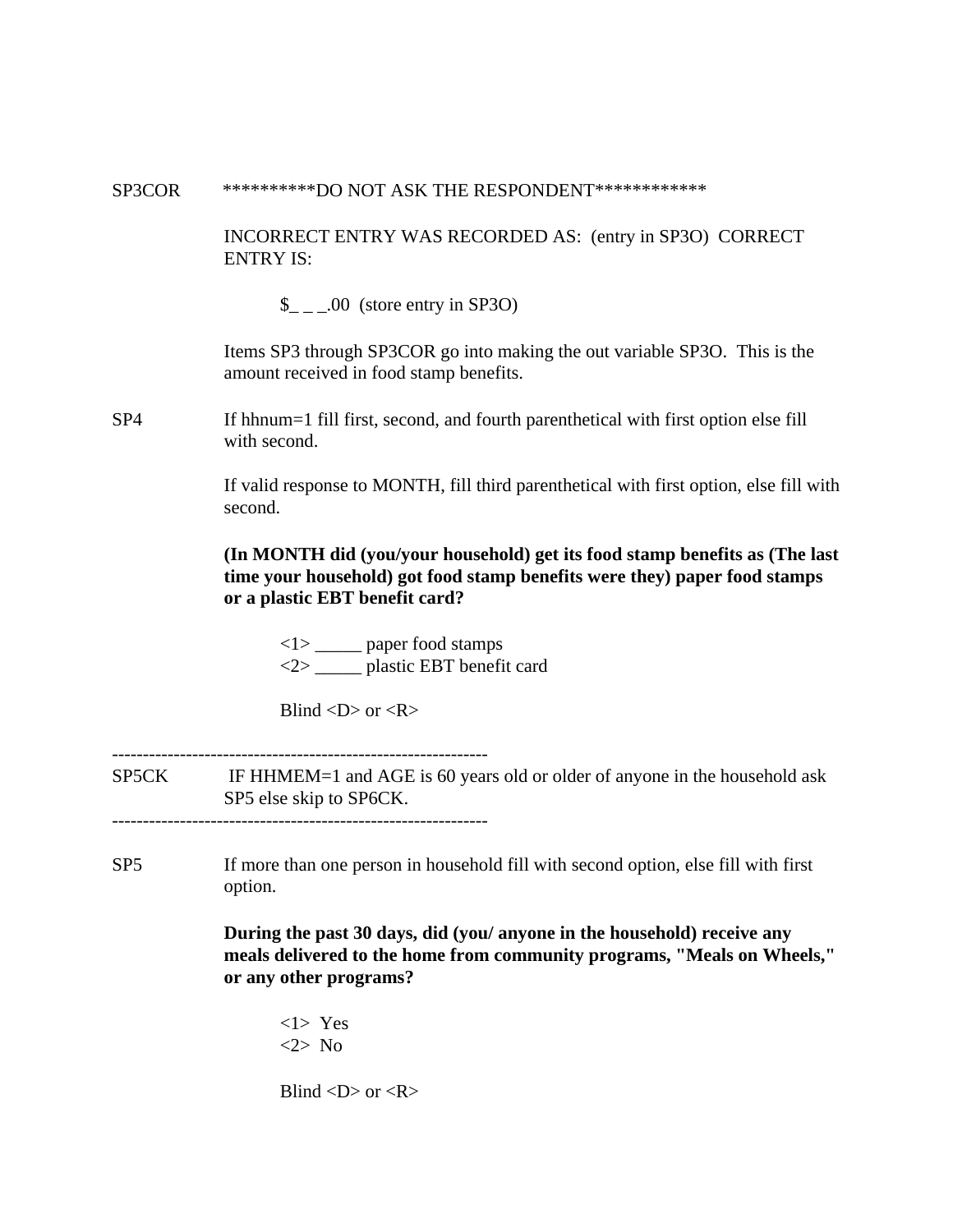SP3COR **********DO NOT ASK THE RESPONDENT************

INCORRECT ENTRY WAS RECORDED AS: (entry in SP3O) CORRECT ENTRY IS:

$_ _ _.00 (store entry in SP3O)

Items SP3 through SP3COR go into making the out variable SP3O. This is the amount received in food stamp benefits.

SP4 If hhnum=1 fill first, second, and fourth parenthetical with first option else fill with second.

If valid response to MONTH, fill third parenthetical with first option, else fill with second.

**(In MONTH did (you/your household) get its food stamp benefits as (The last time your household) got food stamp benefits were they) paper food stamps or a plastic EBT benefit card?**

<1> _____ paper food stamps
<2> _____ plastic EBT benefit card

Blind <D> or <R>

--------------------------------------------------------------
SP5CK IF HHMEM=1 and AGE is 60 years old or older of anyone in the household ask SP5 else skip to SP6CK.
--------------------------------------------------------------

SP5 If more than one person in household fill with second option, else fill with first option.

**During the past 30 days, did (you/ anyone in the household) receive any meals delivered to the home from community programs, "Meals on Wheels," or any other programs?**

<1> Yes
<2> No

Blind <D> or <R>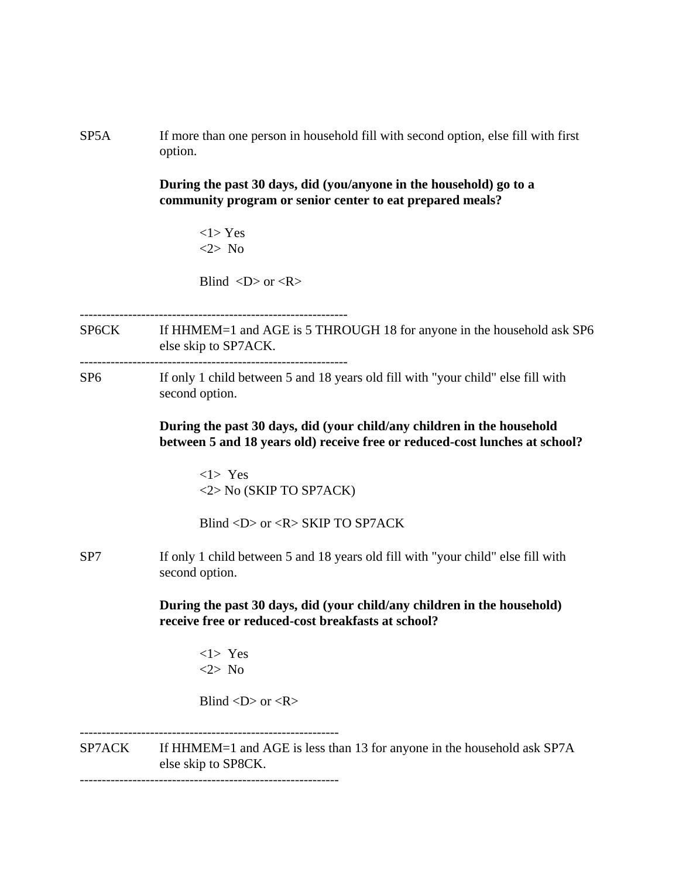SP5A If more than one person in household fill with second option, else fill with first option.

**During the past 30 days, did (you/anyone in the household) go to a community program or senior center to eat prepared meals?**

<1> Yes
<2> No

Blind <D> or <R>

---

SP6CK If HHMEM=1 and AGE is 5 THROUGH 18 for anyone in the household ask SP6 else skip to SP7ACK.

---

SP6 If only 1 child between 5 and 18 years old fill with "your child" else fill with second option.

**During the past 30 days, did (your child/any children in the household between 5 and 18 years old) receive free or reduced-cost lunches at school?**

<1> Yes
<2> No (SKIP TO SP7ACK)

Blind <D> or <R> SKIP TO SP7ACK

SP7 If only 1 child between 5 and 18 years old fill with "your child" else fill with second option.

**During the past 30 days, did (your child/any children in the household) receive free or reduced-cost breakfasts at school?**

<1> Yes
<2> No

Blind <D> or <R>

---

SP7ACK If HHMEM=1 and AGE is less than 13 for anyone in the household ask SP7A else skip to SP8CK.

---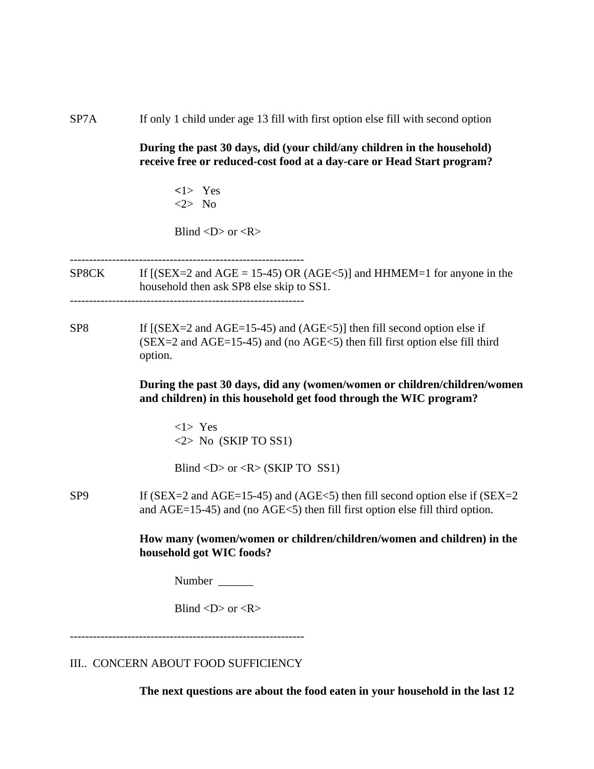SP7A If only 1 child under age 13 fill with first option else fill with second option

**During the past 30 days, did (your child/any children in the household) receive free or reduced-cost food at a day-care or Head Start program?**

<1> Yes
<2> No

Blind <D> or <R>

--------------------------------------------------------------
SP8CK If [(SEX=2 and AGE = 15-45) OR (AGE<5)] and HHMEM=1 for anyone in the household then ask SP8 else skip to SS1.
--------------------------------------------------------------

SP8 If [(SEX=2 and AGE=15-45) and (AGE<5)] then fill second option else if (SEX=2 and AGE=15-45) and (no AGE<5) then fill first option else fill third option.

**During the past 30 days, did any (women/women or children/children/women and children) in this household get food through the WIC program?**

<1> Yes
<2> No (SKIP TO SS1)

Blind <D> or <R> (SKIP TO SS1)

SP9 If (SEX=2 and AGE=15-45) and (AGE<5) then fill second option else if (SEX=2 and AGE=15-45) and (no AGE<5) then fill first option else fill third option.

**How many (women/women or children/children/women and children) in the household got WIC foods?**

Number ______

Blind <D> or <R>

--------------------------------------------------------------

III.. CONCERN ABOUT FOOD SUFFICIENCY

**The next questions are about the food eaten in your household in the last 12**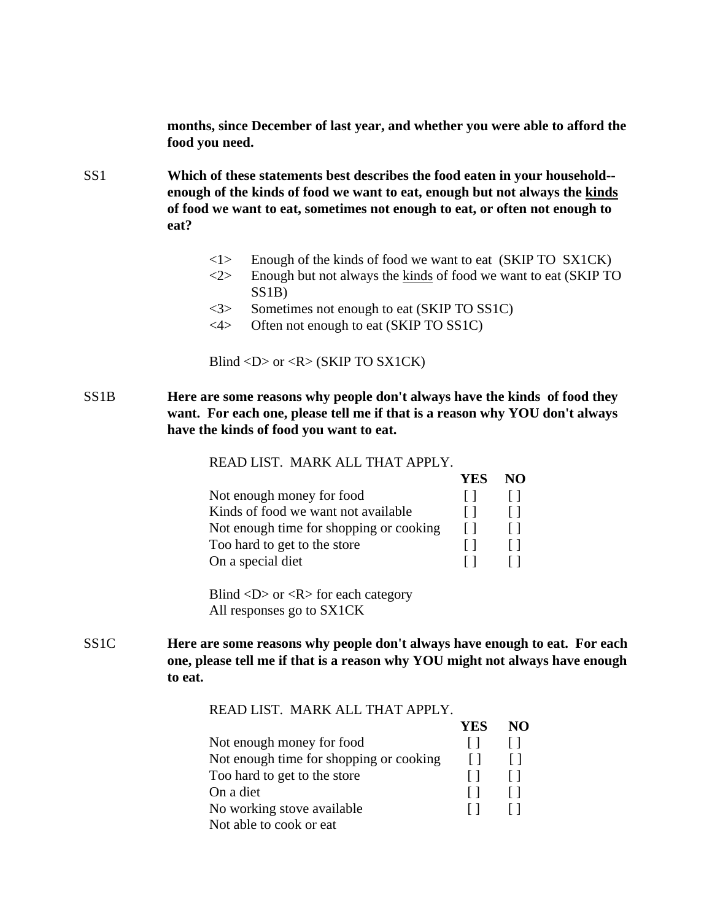**months, since December of last year, and whether you were able to afford the food you need.**

SS1 **Which of these statements best describes the food eaten in your household--enough of the kinds of food we want to eat, enough but not always the <u>kinds</u> of food we want to eat, sometimes not enough to eat, or often not enough to eat?**

<1> Enough of the kinds of food we want to eat (SKIP TO SX1CK)
<2> Enough but not always the <u>kinds</u> of food we want to eat (SKIP TO SS1B)
<3> Sometimes not enough to eat (SKIP TO SS1C)
<4> Often not enough to eat (SKIP TO SS1C)

Blind <D> or <R> (SKIP TO SX1CK)

SS1B **Here are some reasons why people don't always have the kinds of food they want. For each one, please tell me if that is a reason why YOU don't always have the kinds of food you want to eat.**

READ LIST. MARK ALL THAT APPLY.

| | **YES** | **NO** |
|---|---|---|
| Not enough money for food | [ ] | [ ] |
| Kinds of food we want not available | [ ] | [ ] |
| Not enough time for shopping or cooking | [ ] | [ ] |
| Too hard to get to the store | [ ] | [ ] |
| On a special diet | [ ] | [ ] |

Blind <D> or <R> for each category
All responses go to SX1CK

SS1C **Here are some reasons why people don't always have enough to eat. For each one, please tell me if that is a reason why YOU might not always have enough to eat.**

READ LIST. MARK ALL THAT APPLY.

| | **YES** | **NO** |
|---|---|---|
| Not enough money for food | [ ] | [ ] |
| Not enough time for shopping or cooking | [ ] | [ ] |
| Too hard to get to the store | [ ] | [ ] |
| On a diet | [ ] | [ ] |
| No working stove available | [ ] | [ ] |
| Not able to cook or eat | | |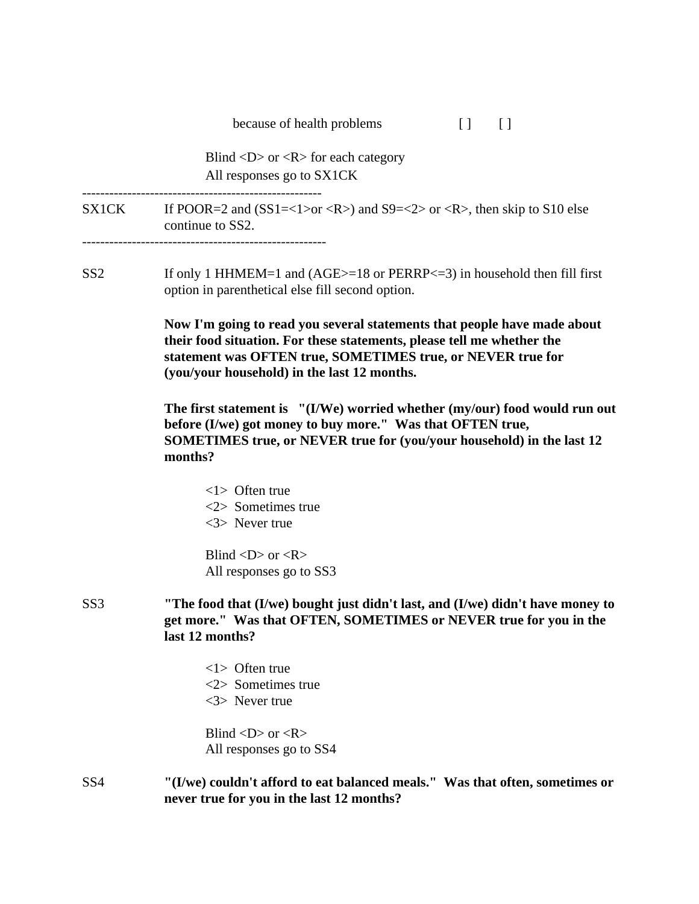because of health problems [ ] [ ]

Blind <D> or <R> for each category
All responses go to SX1CK

-----------------------------------------------------

SX1CK If POOR=2 and (SS1=<1>or <R>) and S9=<2> or <R>, then skip to S10 else continue to SS2.

-----------------------------------------------------

SS2 If only 1 HHMEM=1 and (AGE>=18 or PERRP<=3) in household then fill first option in parenthetical else fill second option.

**Now I'm going to read you several statements that people have made about their food situation. For these statements, please tell me whether the statement was OFTEN true, SOMETIMES true, or NEVER true for (you/your household) in the last 12 months.**

**The first statement is "(I/We) worried whether (my/our) food would run out before (I/we) got money to buy more." Was that OFTEN true, SOMETIMES true, or NEVER true for (you/your household) in the last 12 months?**

<1> Often true
<2> Sometimes true
<3> Never true

Blind <D> or <R>
All responses go to SS3

SS3 **"The food that (I/we) bought just didn't last, and (I/we) didn't have money to get more." Was that OFTEN, SOMETIMES or NEVER true for you in the last 12 months?**

<1> Often true
<2> Sometimes true
<3> Never true

Blind <D> or <R>
All responses go to SS4

SS4 **"(I/we) couldn't afford to eat balanced meals." Was that often, sometimes or never true for you in the last 12 months?**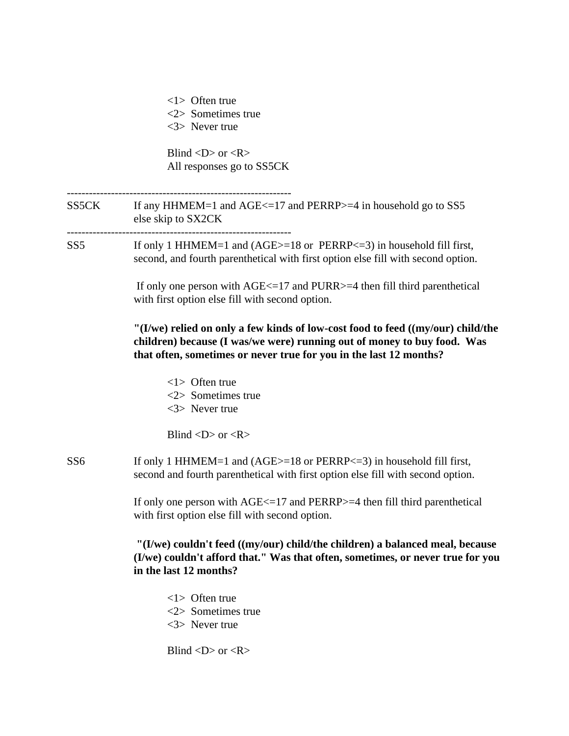<1>  Often true
<2>  Sometimes true
<3>  Never true

Blind <D> or <R>
All responses go to SS5CK

---

SS5CK — If any HHMEM=1 and AGE<=17 and PERRP>=4 in household go to SS5 else skip to SX2CK

---

SS5 — If only 1 HHMEM=1 and (AGE>=18 or PERRP<=3) in household fill first, second, and fourth parenthetical with first option else fill with second option.

If only one person with AGE<=17 and PURR>=4 then fill third parenthetical with first option else fill with second option.

**"(I/we) relied on only a few kinds of low-cost food to feed ((my/our) child/the children) because (I was/we were) running out of money to buy food. Was that often, sometimes or never true for you in the last 12 months?**

<1>  Often true
<2>  Sometimes true
<3>  Never true

Blind <D> or <R>

SS6 — If only 1 HHMEM=1 and (AGE>=18 or PERRP<=3) in household fill first, second and fourth parenthetical with first option else fill with second option.

If only one person with AGE<=17 and PERRP>=4 then fill third parenthetical with first option else fill with second option.

**"(I/we) couldn't feed ((my/our) child/the children) a balanced meal, because (I/we) couldn't afford that." Was that often, sometimes, or never true for you in the last 12 months?**

<1>  Often true
<2>  Sometimes true
<3>  Never true

Blind <D> or <R>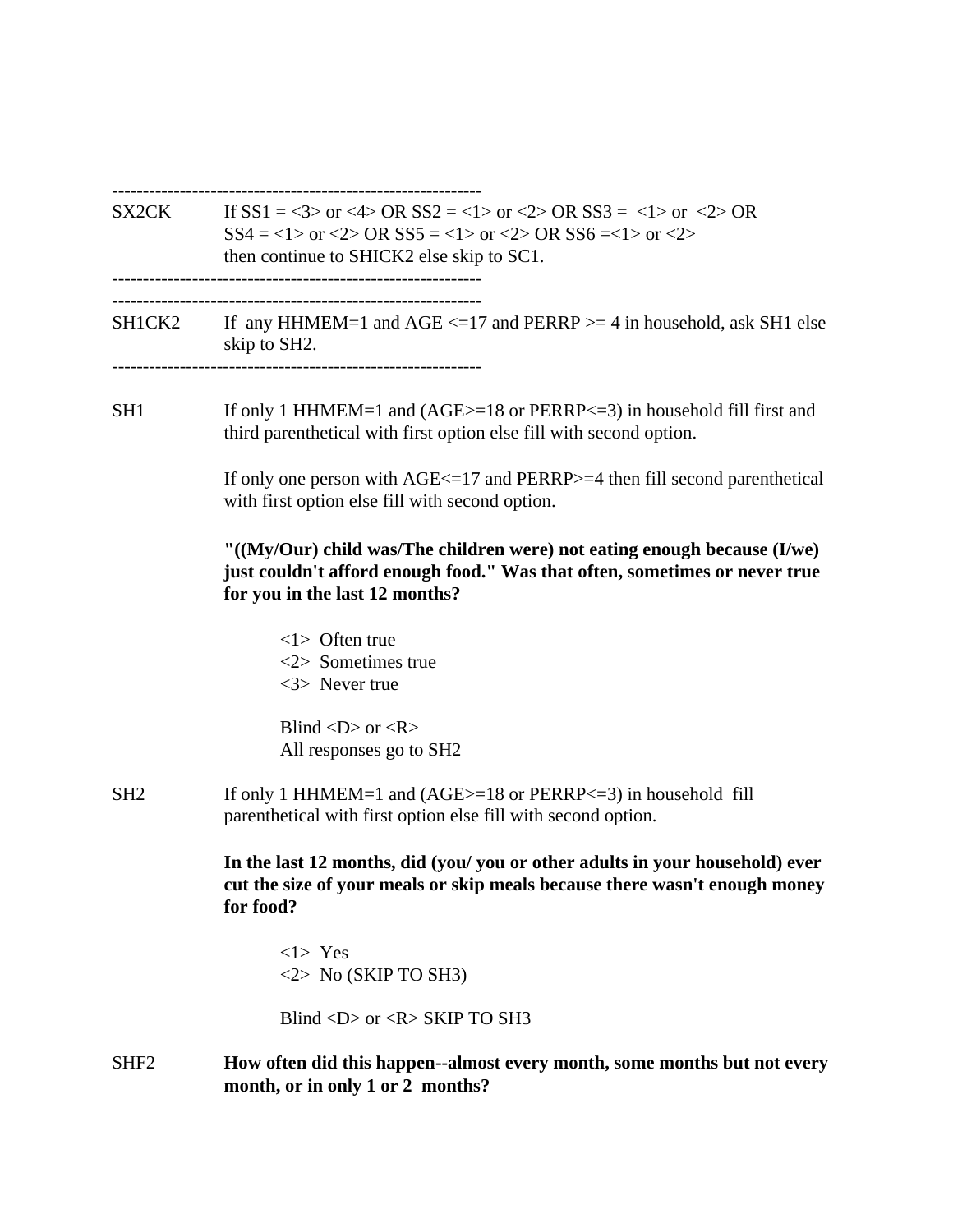------------------------------------------------------------

SX2CK If SS1 = <3> or <4> OR SS2 = <1> or <2> OR SS3 = <1> or <2> OR SS4 = <1> or <2> OR SS5 = <1> or <2> OR SS6 =<1> or <2> then continue to SHICK2 else skip to SC1.

------------------------------------------------------------

------------------------------------------------------------

SH1CK2 If any HHMEM=1 and AGE <=17 and PERRP >= 4 in household, ask SH1 else skip to SH2.

------------------------------------------------------------

SH1 If only 1 HHMEM=1 and (AGE>=18 or PERRP<=3) in household fill first and third parenthetical with first option else fill with second option.

If only one person with AGE<=17 and PERRP>=4 then fill second parenthetical with first option else fill with second option.

**"((My/Our) child was/The children were) not eating enough because (I/we) just couldn't afford enough food." Was that often, sometimes or never true for you in the last 12 months?**

<1> Often true
<2> Sometimes true
<3> Never true

Blind <D> or <R>
All responses go to SH2

SH2 If only 1 HHMEM=1 and (AGE>=18 or PERRP<=3) in household fill parenthetical with first option else fill with second option.

**In the last 12 months, did (you/ you or other adults in your household) ever cut the size of your meals or skip meals because there wasn't enough money for food?**

<1> Yes
<2> No (SKIP TO SH3)

Blind <D> or <R> SKIP TO SH3

SHF2 **How often did this happen--almost every month, some months but not every month, or in only 1 or 2 months?**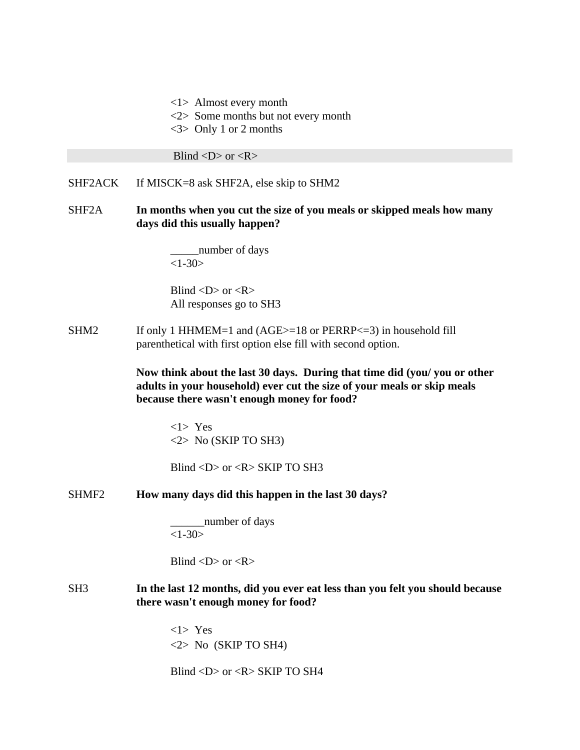<1>  Almost every month
<2>  Some months but not every month
<3>  Only 1 or 2 months

Blind <D> or <R>

SHF2ACK  If MISCK=8 ask SHF2A, else skip to SHM2

SHF2A  **In months when you cut the size of you meals or skipped meals how many days did this usually happen?**

_____number of days
<1-30>

Blind <D> or <R>
All responses go to SH3

SHM2  If only 1 HHMEM=1 and (AGE>=18 or PERRP<=3) in household fill parenthetical with first option else fill with second option.

**Now think about the last 30 days.  During that time did (you/ you or other adults in your household) ever cut the size of your meals or skip meals because there wasn't enough money for food?**

<1>  Yes
<2>  No (SKIP TO SH3)

Blind <D> or <R> SKIP TO SH3

SHMF2  **How many days did this happen in the last 30 days?**

______number of days
<1-30>

Blind <D> or <R>

SH3  **In the last 12 months, did you ever eat less than you felt you should because there wasn't enough money for food?**

<1>  Yes
<2>  No  (SKIP TO SH4)

Blind <D> or <R> SKIP TO SH4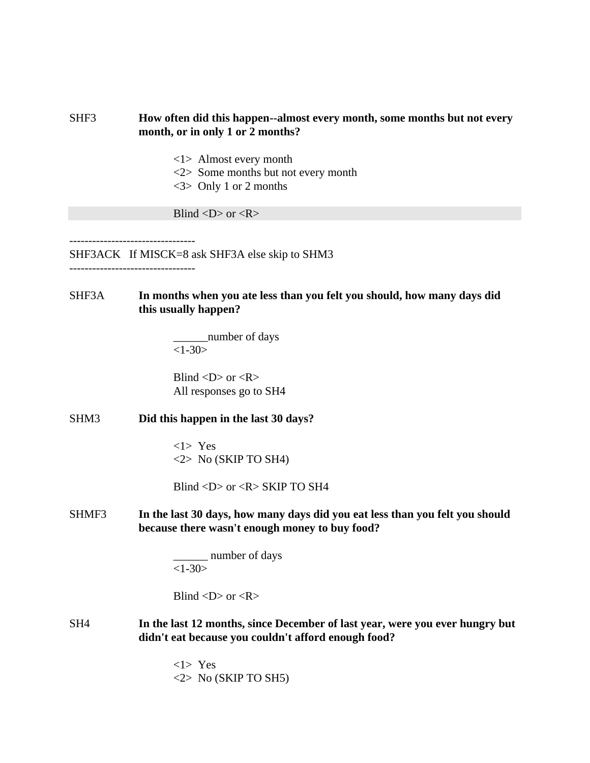SHF3 **How often did this happen--almost every month, some months but not every month, or in only 1 or 2 months?**

<1> Almost every month
<2> Some months but not every month
<3> Only 1 or 2 months

Blind <D> or <R>

---------------------------------
SHF3ACK If MISCK=8 ask SHF3A else skip to SHM3
---------------------------------

SHF3A **In months when you ate less than you felt you should, how many days did this usually happen?**

______number of days
<1-30>

Blind <D> or <R>
All responses go to SH4

SHM3 **Did this happen in the last 30 days?**

<1> Yes
<2> No (SKIP TO SH4)

Blind <D> or <R> SKIP TO SH4

SHMF3 **In the last 30 days, how many days did you eat less than you felt you should because there wasn't enough money to buy food?**

______ number of days
<1-30>

Blind <D> or <R>

SH4 **In the last 12 months, since December of last year, were you ever hungry but didn't eat because you couldn't afford enough food?**

<1> Yes
<2> No (SKIP TO SH5)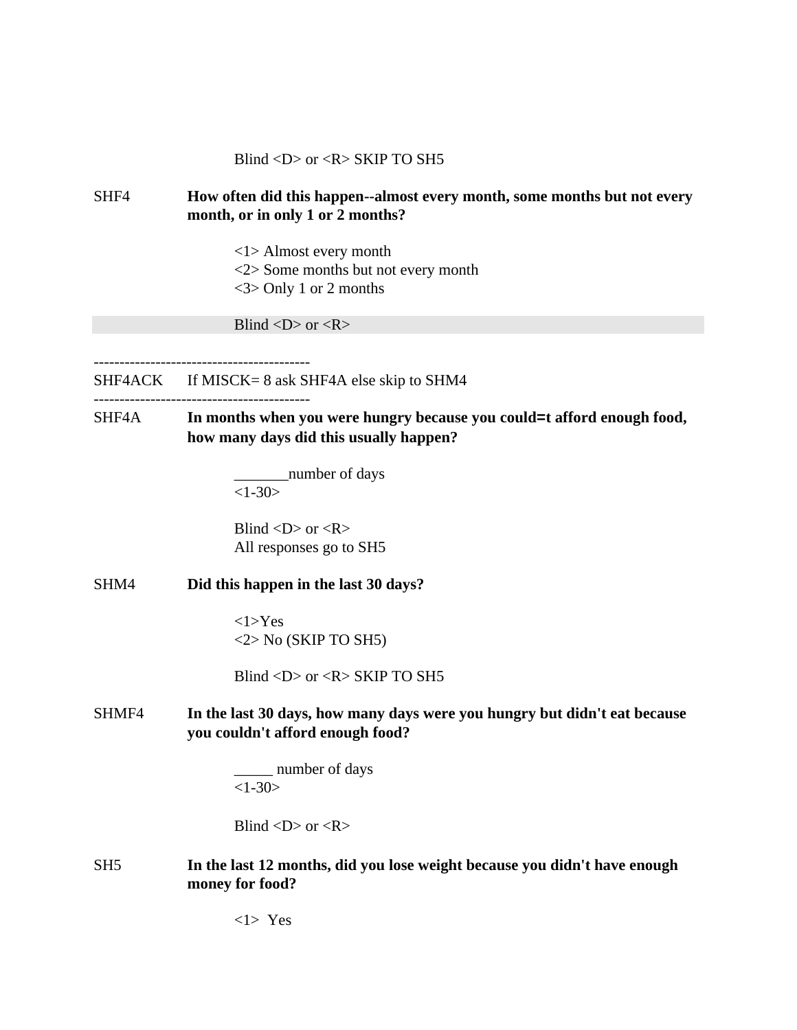Blind <D> or <R> SKIP TO SH5

SHF4 **How often did this happen--almost every month, some months but not every month, or in only 1 or 2 months?**

<1> Almost every month
<2> Some months but not every month
<3> Only 1 or 2 months

Blind <D> or <R>

------------------------------------------
SHF4ACK If MISCK= 8 ask SHF4A else skip to SHM4
------------------------------------------

SHF4A **In months when you were hungry because you could=t afford enough food, how many days did this usually happen?**

_______number of days
<1-30>

Blind <D> or <R>
All responses go to SH5

SHM4 **Did this happen in the last 30 days?**

<1>Yes
<2> No (SKIP TO SH5)

Blind <D> or <R> SKIP TO SH5

SHMF4 **In the last 30 days, how many days were you hungry but didn't eat because you couldn't afford enough food?**

_____ number of days
<1-30>

Blind <D> or <R>

SH5 **In the last 12 months, did you lose weight because you didn't have enough money for food?**

<1> Yes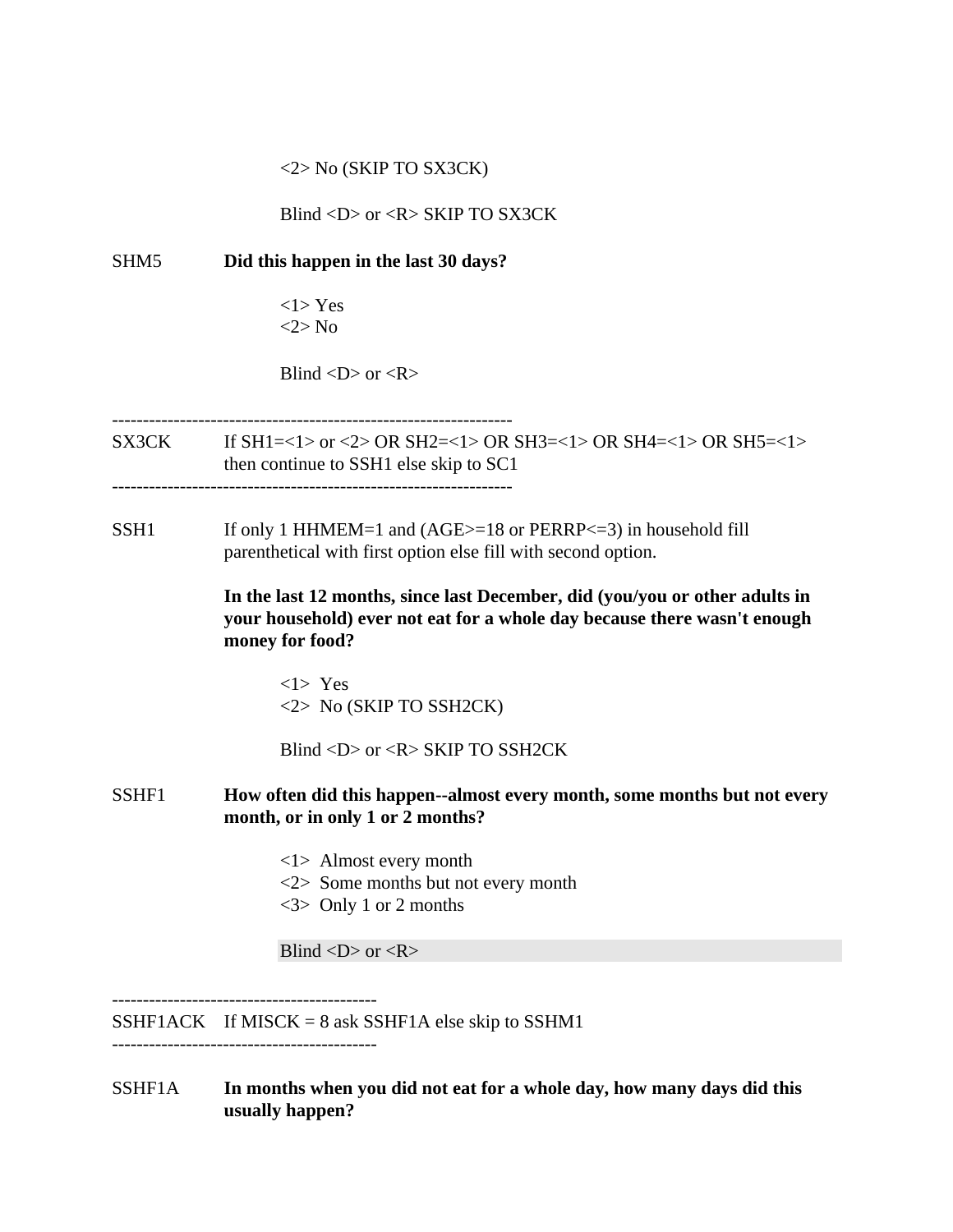<2> No (SKIP TO SX3CK)

Blind <D> or <R> SKIP TO SX3CK

SHM5 **Did this happen in the last 30 days?**

<1> Yes
<2> No

Blind <D> or <R>

------------------------------------------------------------------

SX3CK If SH1=<1> or <2> OR SH2=<1> OR SH3=<1> OR SH4=<1> OR SH5=<1> then continue to SSH1 else skip to SC1

------------------------------------------------------------------

SSH1 If only 1 HHMEM=1 and (AGE>=18 or PERRP<=3) in household fill parenthetical with first option else fill with second option.

**In the last 12 months, since last December, did (you/you or other adults in your household) ever not eat for a whole day because there wasn't enough money for food?**

<1> Yes
<2> No (SKIP TO SSH2CK)

Blind <D> or <R> SKIP TO SSH2CK

SSHF1 **How often did this happen--almost every month, some months but not every month, or in only 1 or 2 months?**

<1> Almost every month
<2> Some months but not every month
<3> Only 1 or 2 months

Blind <D> or <R>

--------------------------------------------

SSHF1ACK If MISCK = 8 ask SSHF1A else skip to SSHM1

--------------------------------------------

SSHF1A **In months when you did not eat for a whole day, how many days did this usually happen?**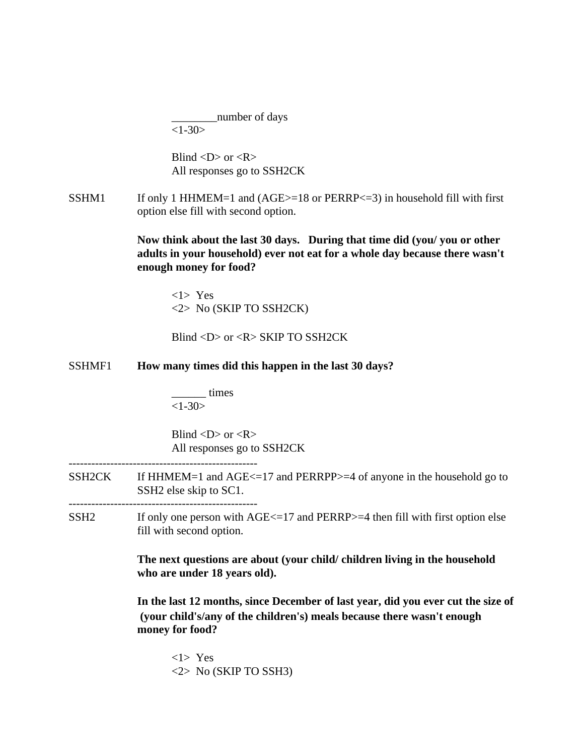________number of days
<1-30>

Blind <D> or <R>
All responses go to SSH2CK

SSHM1 If only 1 HHMEM=1 and (AGE>=18 or PERRP<=3) in household fill with first option else fill with second option.

**Now think about the last 30 days. During that time did (you/ you or other adults in your household) ever not eat for a whole day because there wasn't enough money for food?**

<1> Yes
<2> No (SKIP TO SSH2CK)

Blind <D> or <R> SKIP TO SSH2CK

SSHMF1 **How many times did this happen in the last 30 days?**

______ times
<1-30>

Blind <D> or <R>
All responses go to SSH2CK

--------------------------------------------------

SSH2CK If HHMEM=1 and AGE<=17 and PERRPP>=4 of anyone in the household go to SSH2 else skip to SC1.

--------------------------------------------------

SSH2 If only one person with AGE<=17 and PERRP>=4 then fill with first option else fill with second option.

**The next questions are about (your child/ children living in the household who are under 18 years old).**

**In the last 12 months, since December of last year, did you ever cut the size of (your child's/any of the children's) meals because there wasn't enough money for food?**

<1> Yes
<2> No (SKIP TO SSH3)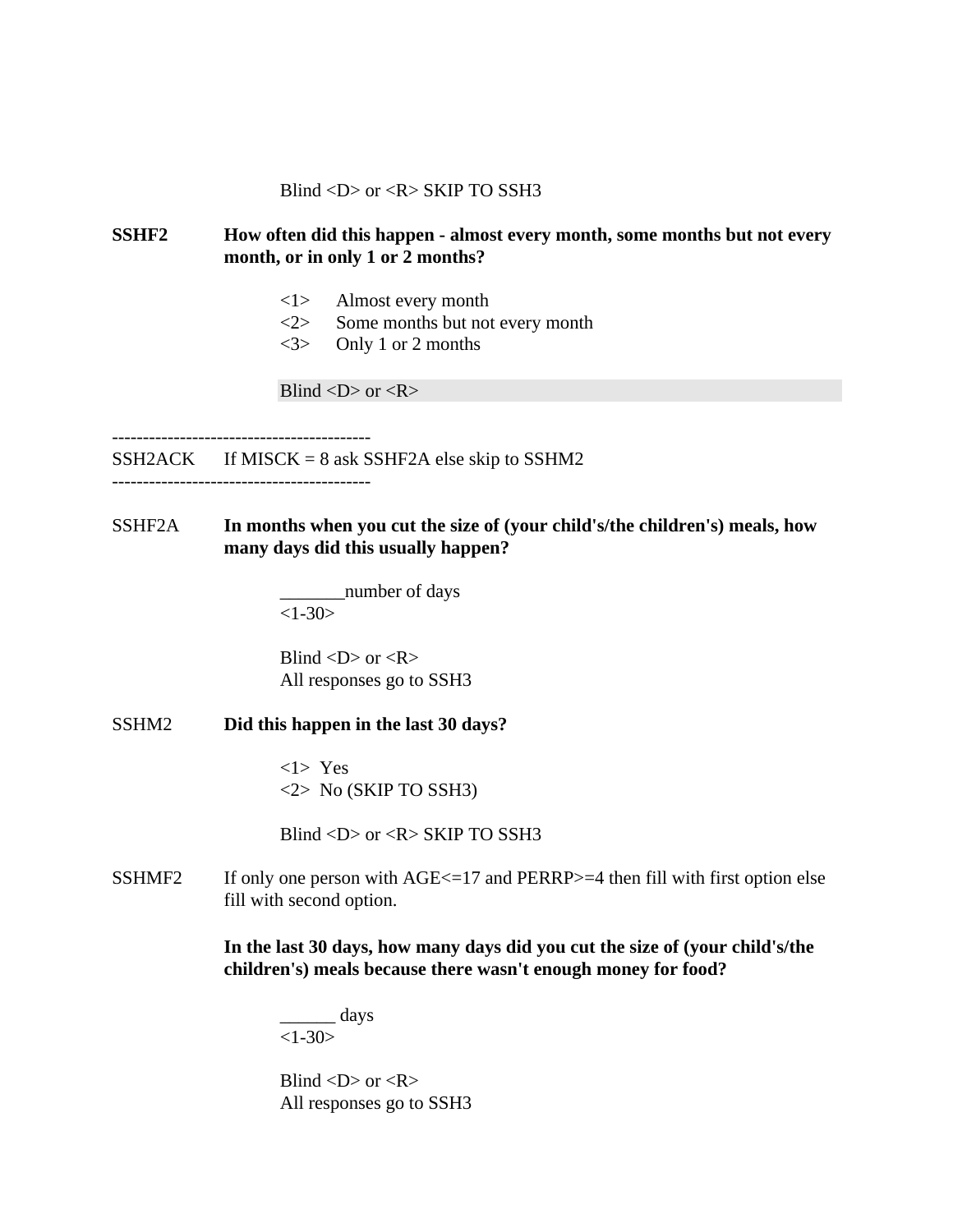Blind <D> or <R> SKIP TO SSH3

**SSHF2** **How often did this happen - almost every month, some months but not every month, or in only 1 or 2 months?**

<1> Almost every month
<2> Some months but not every month
<3> Only 1 or 2 months

Blind <D> or <R>

------------------------------------------
SSH2ACK If MISCK = 8 ask SSHF2A else skip to SSHM2
------------------------------------------

SSHF2A **In months when you cut the size of (your child's/the children's) meals, how many days did this usually happen?**

_______number of days
<1-30>

Blind <D> or <R>
All responses go to SSH3

SSHM2 **Did this happen in the last 30 days?**

<1> Yes
<2> No (SKIP TO SSH3)

Blind <D> or <R> SKIP TO SSH3

SSHMF2 If only one person with AGE<=17 and PERRP>=4 then fill with first option else fill with second option.

**In the last 30 days, how many days did you cut the size of (your child's/the children's) meals because there wasn't enough money for food?**

______ days
<1-30>

Blind <D> or <R>
All responses go to SSH3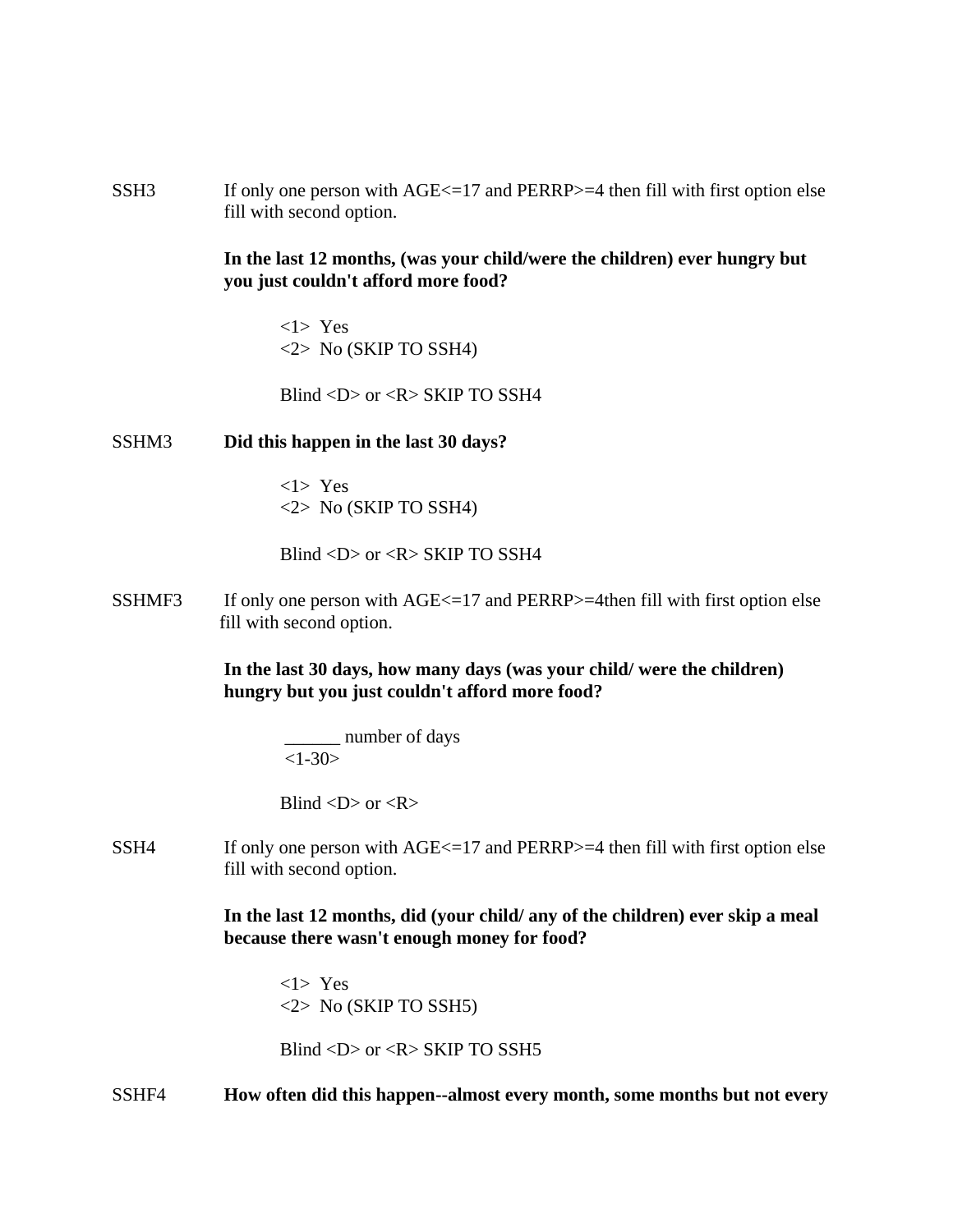SSH3 If only one person with AGE<=17 and PERRP>=4 then fill with first option else fill with second option.

**In the last 12 months, (was your child/were the children) ever hungry but you just couldn't afford more food?**

<1> Yes
<2> No (SKIP TO SSH4)

Blind <D> or <R> SKIP TO SSH4

SSHM3 **Did this happen in the last 30 days?**

<1> Yes
<2> No (SKIP TO SSH4)

Blind <D> or <R> SKIP TO SSH4

SSHMF3 If only one person with AGE<=17 and PERRP>=4then fill with first option else fill with second option.

**In the last 30 days, how many days (was your child/ were the children) hungry but you just couldn't afford more food?**

______ number of days
<1-30>

Blind <D> or <R>

SSH4 If only one person with AGE<=17 and PERRP>=4 then fill with first option else fill with second option.

**In the last 12 months, did (your child/ any of the children) ever skip a meal because there wasn't enough money for food?**

<1> Yes
<2> No (SKIP TO SSH5)

Blind <D> or <R> SKIP TO SSH5

SSHF4 **How often did this happen--almost every month, some months but not every**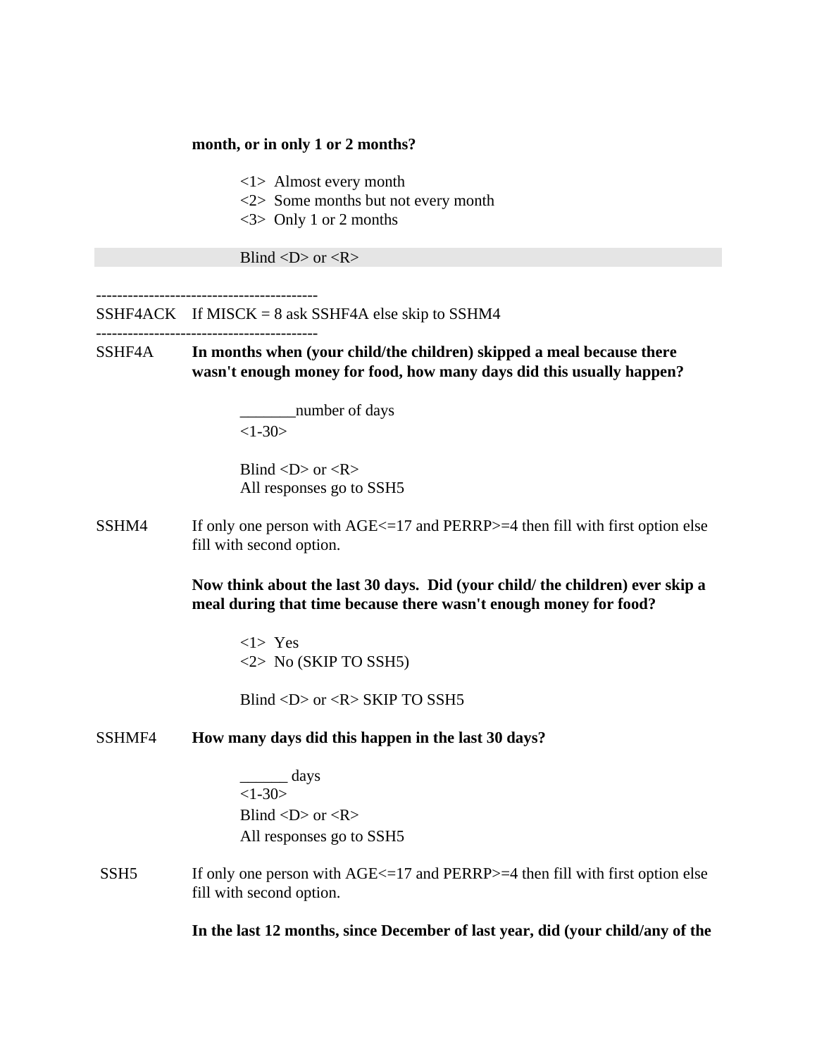**month, or in only 1 or 2 months?**

<1>  Almost every month
<2>  Some months but not every month
<3>  Only 1 or 2 months

Blind <D> or <R>

------------------------------------------
SSHF4ACK   If MISCK = 8 ask SSHF4A else skip to SSHM4
------------------------------------------

SSHF4A   **In months when (your child/the children) skipped a meal because there wasn't enough money for food, how many days did this usually happen?**

_______number of days
<1-30>

Blind <D> or <R>
All responses go to SSH5

SSHM4   If only one person with AGE<=17 and PERRP>=4 then fill with first option else fill with second option.

**Now think about the last 30 days.  Did (your child/ the children) ever skip a meal during that time because there wasn't enough money for food?**

<1>  Yes
<2>  No (SKIP TO SSH5)

Blind <D> or <R> SKIP TO SSH5

SSHMF4   **How many days did this happen in the last 30 days?**

______ days
<1-30>
Blind <D> or <R>
All responses go to SSH5

SSH5   If only one person with AGE<=17 and PERRP>=4 then fill with first option else fill with second option.

**In the last 12 months, since December of last year, did (your child/any of the**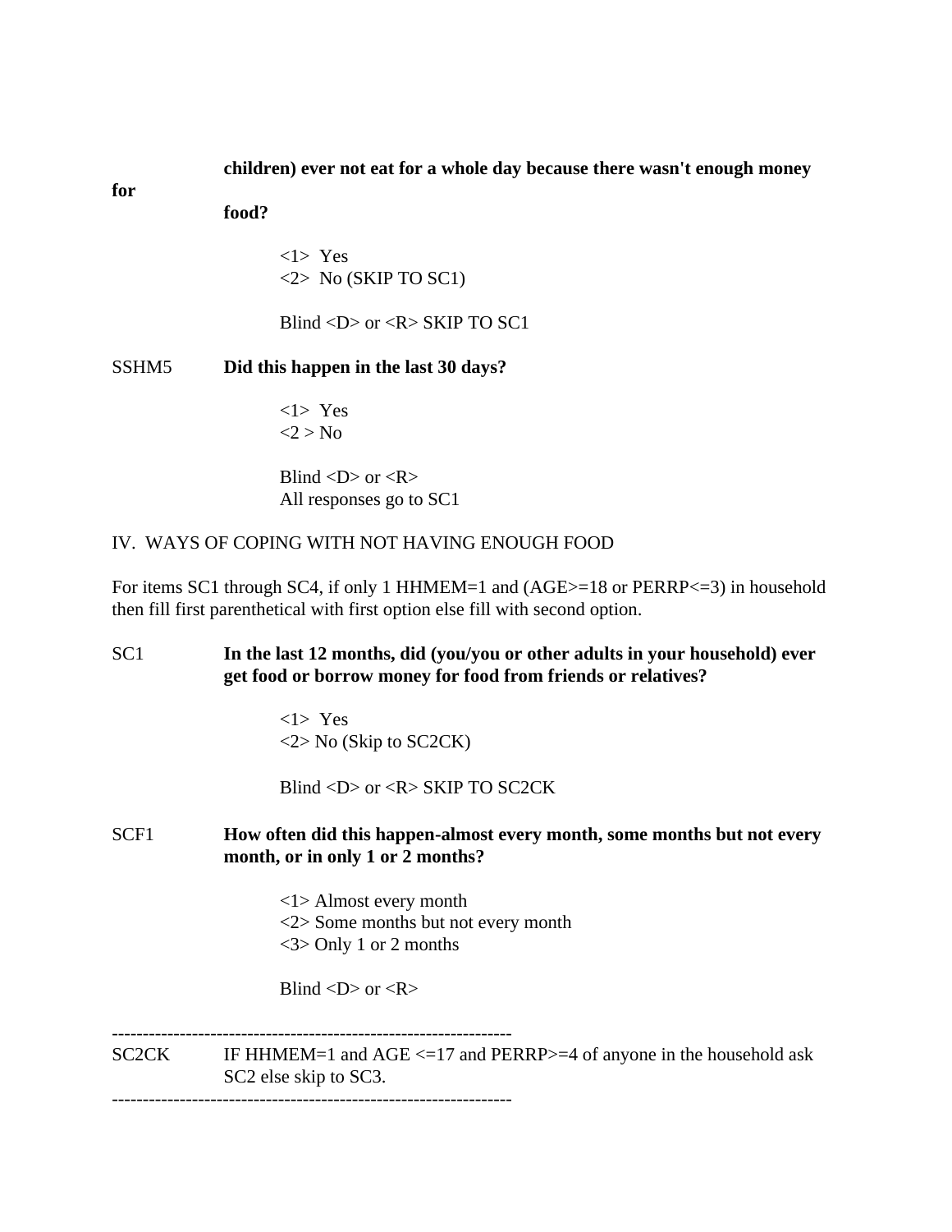**children) ever not eat for a whole day because there wasn't enough money for food?**

<1> Yes
<2> No (SKIP TO SC1)

Blind <D> or <R> SKIP TO SC1

SSHM5 **Did this happen in the last 30 days?**

<1> Yes
<2 > No

Blind <D> or <R>
All responses go to SC1

IV. WAYS OF COPING WITH NOT HAVING ENOUGH FOOD

For items SC1 through SC4, if only 1 HHMEM=1 and (AGE>=18 or PERRP<=3) in household then fill first parenthetical with first option else fill with second option.

SC1 **In the last 12 months, did (you/you or other adults in your household) ever get food or borrow money for food from friends or relatives?**

<1> Yes
<2> No (Skip to SC2CK)

Blind <D> or <R> SKIP TO SC2CK

SCF1 **How often did this happen-almost every month, some months but not every month, or in only 1 or 2 months?**

<1> Almost every month
<2> Some months but not every month
<3> Only 1 or 2 months

Blind <D> or <R>

---

SC2CK IF HHMEM=1 and AGE <=17 and PERRP>=4 of anyone in the household ask SC2 else skip to SC3.

---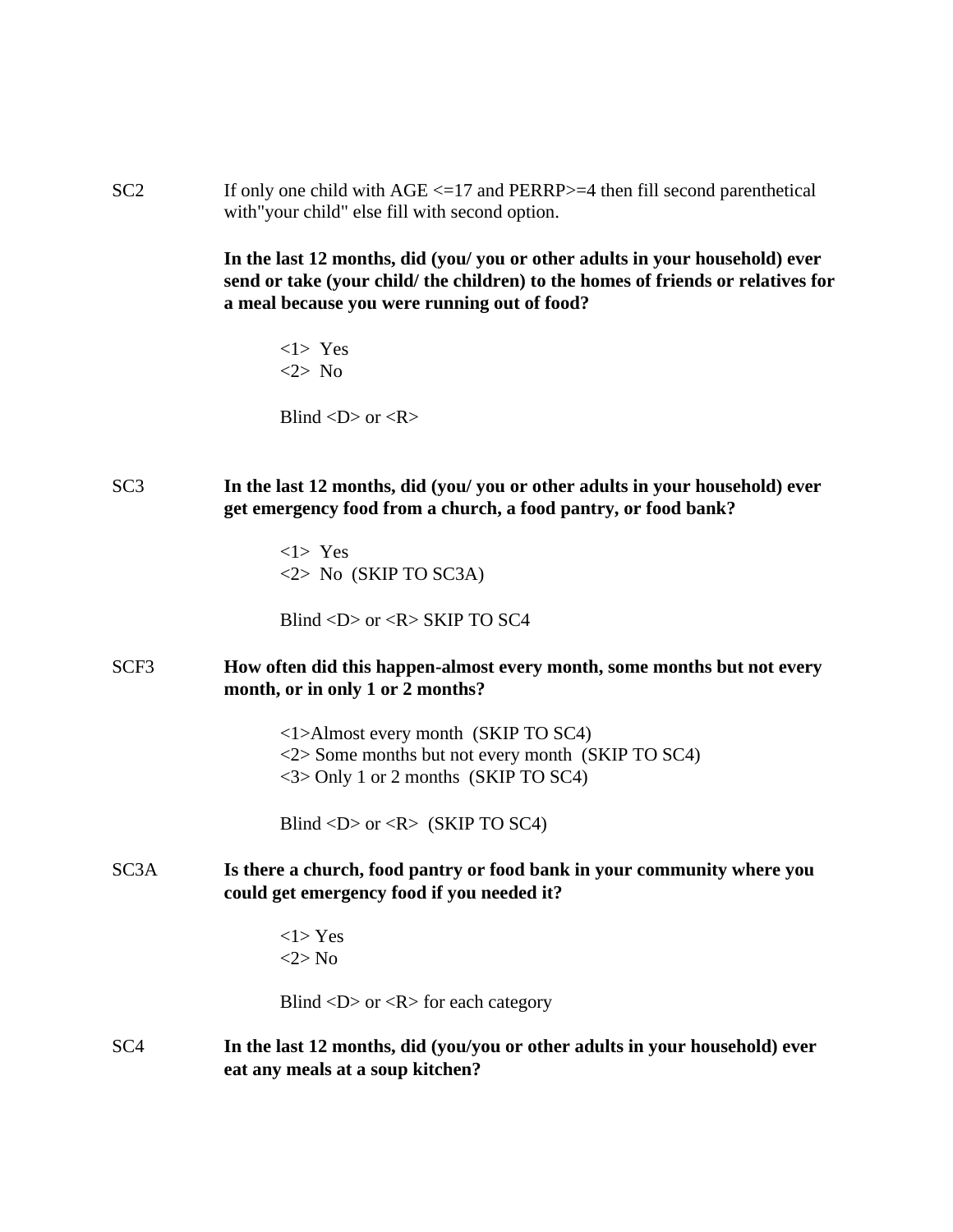SC2 If only one child with AGE <=17 and PERRP>=4 then fill second parenthetical with"your child" else fill with second option.

**In the last 12 months, did (you/ you or other adults in your household) ever send or take (your child/ the children) to the homes of friends or relatives for a meal because you were running out of food?**

<1> Yes
<2> No

Blind <D> or <R>

SC3 **In the last 12 months, did (you/ you or other adults in your household) ever get emergency food from a church, a food pantry, or food bank?**

<1> Yes
<2> No (SKIP TO SC3A)

Blind <D> or <R> SKIP TO SC4

SCF3 **How often did this happen-almost every month, some months but not every month, or in only 1 or 2 months?**

<1>Almost every month (SKIP TO SC4)
<2> Some months but not every month (SKIP TO SC4)
<3> Only 1 or 2 months (SKIP TO SC4)

Blind <D> or <R> (SKIP TO SC4)

SC3A **Is there a church, food pantry or food bank in your community where you could get emergency food if you needed it?**

<1> Yes
<2> No

Blind <D> or <R> for each category

SC4 **In the last 12 months, did (you/you or other adults in your household) ever eat any meals at a soup kitchen?**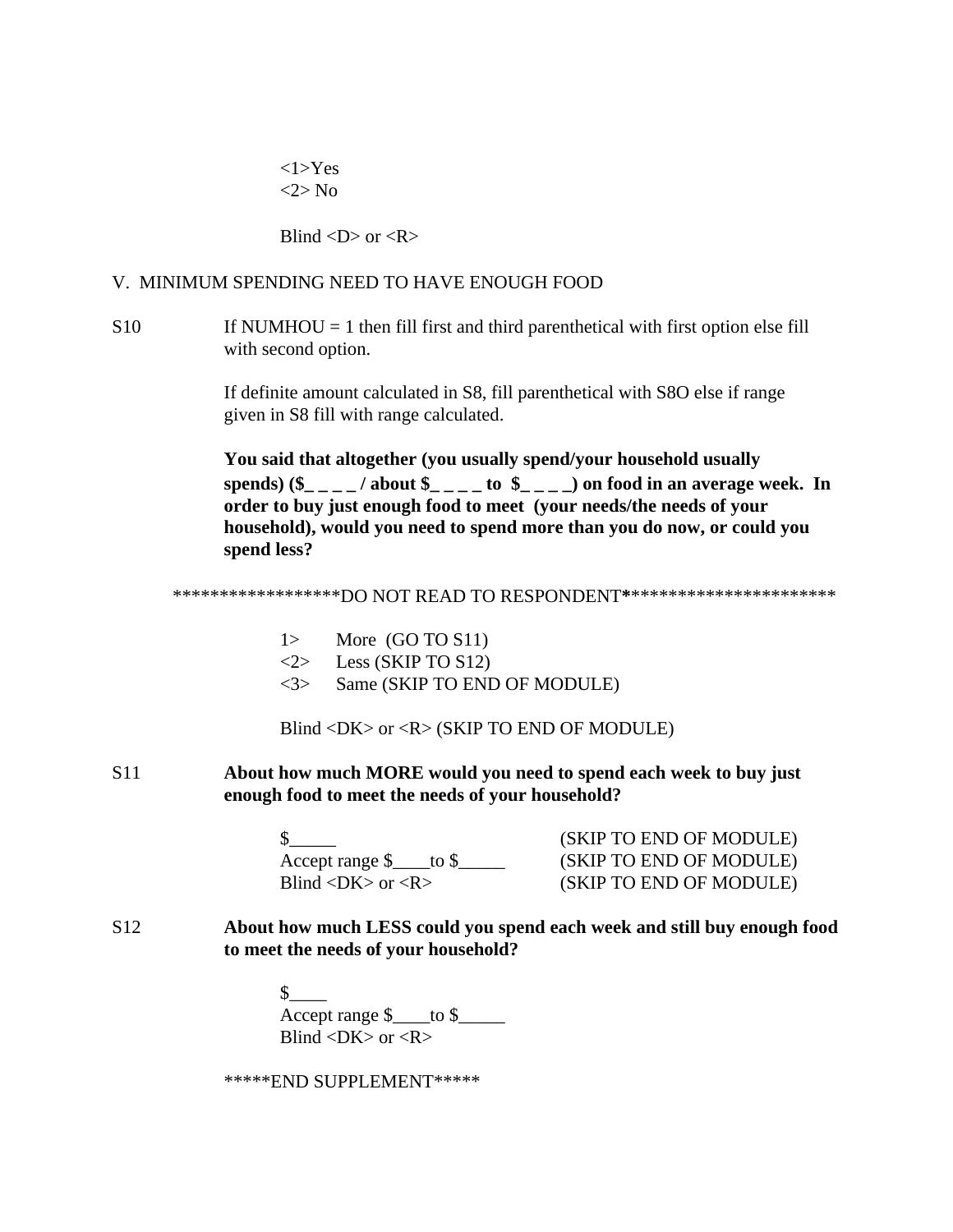<1>Yes
<2> No

Blind <D> or <R>

V. MINIMUM SPENDING NEED TO HAVE ENOUGH FOOD

S10 If NUMHOU = 1 then fill first and third parenthetical with first option else fill with second option.

If definite amount calculated in S8, fill parenthetical with S8O else if range given in S8 fill with range calculated.

**You said that altogether (you usually spend/your household usually spends) ($_ _ _ _ / about $_ _ _ _ to $_ _ _ _) on food in an average week. In order to buy just enough food to meet (your needs/the needs of your household), would you need to spend more than you do now, or could you spend less?**

******************DO NOT READ TO RESPONDENT***********************

1> More (GO TO S11)
<2> Less (SKIP TO S12)
<3> Same (SKIP TO END OF MODULE)

Blind <DK> or <R> (SKIP TO END OF MODULE)

S11 **About how much MORE would you need to spend each week to buy just enough food to meet the needs of your household?**

$_____ (SKIP TO END OF MODULE)
Accept range $____to $_____ (SKIP TO END OF MODULE)
Blind <DK> or <R> (SKIP TO END OF MODULE)

S12 **About how much LESS could you spend each week and still buy enough food to meet the needs of your household?**

$____
Accept range $____to $_____
Blind <DK> or <R>

*****END SUPPLEMENT*****